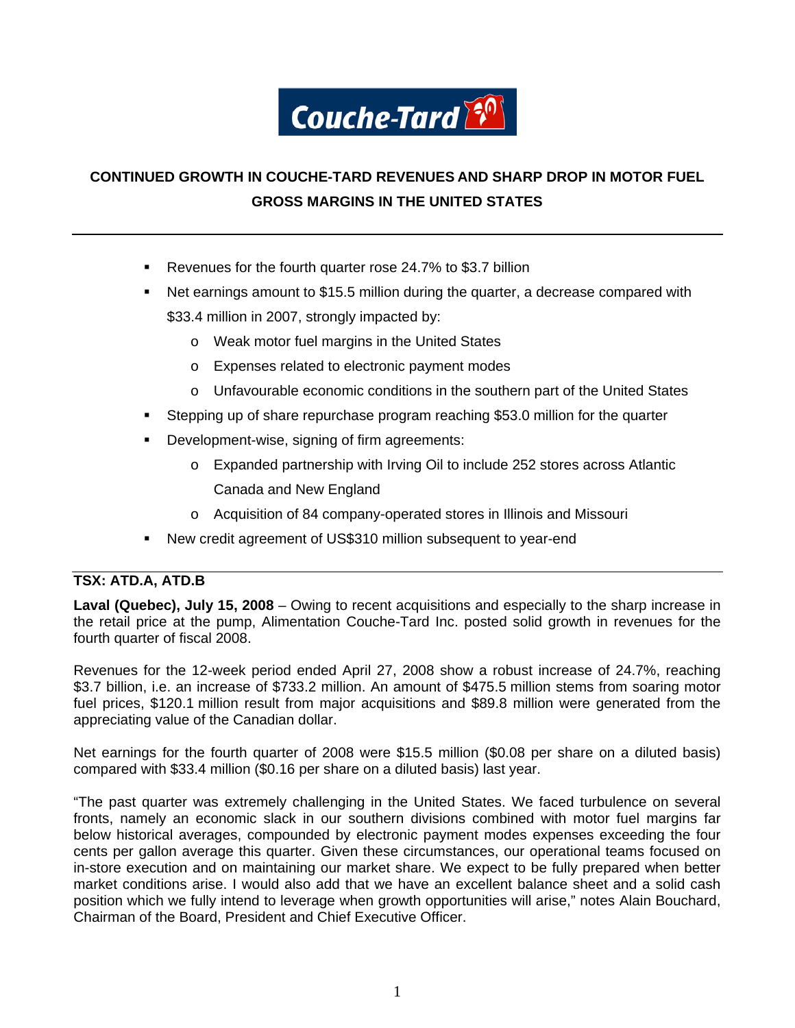Couche-Tard

# CONTINUED GROWTH IN COUCHE-TARD REVENUES AND SHARP DROP IN MOTOR FUEL GROSS MARGINS IN THE UNITED STATES

- Revenues for the fourth quarter rose 24.7% to $3.7 billion
- Net earnings amount to $15.5 million during the quarter, a decrease compared with $33.4 million in 2007, strongly impacted by:
  - Weak motor fuel margins in the United States
  - Expenses related to electronic payment modes
  - Unfavourable economic conditions in the southern part of the United States
- Stepping up of share repurchase program reaching $53.0 million for the quarter
- Development-wise, signing of firm agreements:
  - Expanded partnership with Irving Oil to include 252 stores across Atlantic Canada and New England
  - Acquisition of 84 company-operated stores in Illinois and Missouri
- New credit agreement of US$310 million subsequent to year-end

**TSX: ATD.A, ATD.B**

**Laval (Quebec), July 15, 2008** – Owing to recent acquisitions and especially to the sharp increase in the retail price at the pump, Alimentation Couche-Tard Inc. posted solid growth in revenues for the fourth quarter of fiscal 2008.

Revenues for the 12-week period ended April 27, 2008 show a robust increase of 24.7%, reaching $3.7 billion, i.e. an increase of $733.2 million. An amount of $475.5 million stems from soaring motor fuel prices, $120.1 million result from major acquisitions and $89.8 million were generated from the appreciating value of the Canadian dollar.

Net earnings for the fourth quarter of 2008 were $15.5 million ($0.08 per share on a diluted basis) compared with $33.4 million ($0.16 per share on a diluted basis) last year.

"The past quarter was extremely challenging in the United States. We faced turbulence on several fronts, namely an economic slack in our southern divisions combined with motor fuel margins far below historical averages, compounded by electronic payment modes expenses exceeding the four cents per gallon average this quarter. Given these circumstances, our operational teams focused on in-store execution and on maintaining our market share. We expect to be fully prepared when better market conditions arise. I would also add that we have an excellent balance sheet and a solid cash position which we fully intend to leverage when growth opportunities will arise," notes Alain Bouchard, Chairman of the Board, President and Chief Executive Officer.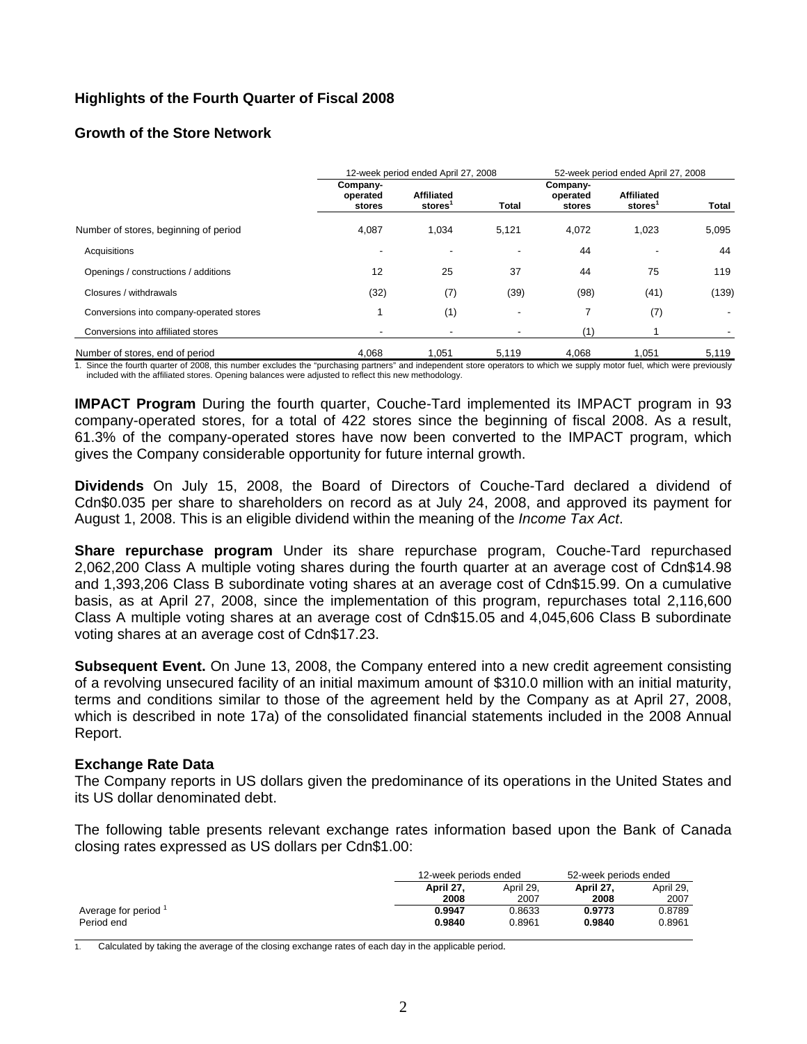## Highlights of the Fourth Quarter of Fiscal 2008

### Growth of the Store Network

| | 12-week period ended April 27, 2008 | | | 52-week period ended April 27, 2008 | | |
|---|---|---|---|---|---|---|
| | **Company-operated stores** | **Affiliated stores[1]** | **Total** | **Company-operated stores** | **Affiliated stores[1]** | **Total** |
| Number of stores, beginning of period | 4,087 | 1,034 | 5,121 | 4,072 | 1,023 | 5,095 |
| Acquisitions | - | - | - | 44 | - | 44 |
| Openings / constructions / additions | 12 | 25 | 37 | 44 | 75 | 119 |
| Closures / withdrawals | (32) | (7) | (39) | (98) | (41) | (139) |
| Conversions into company-operated stores | 1 | (1) | - | 7 | (7) | - |
| Conversions into affiliated stores | - | - | - | (1) | 1 | - |
| Number of stores, end of period | 4,068 | 1,051 | 5,119 | 4,068 | 1,051 | 5,119 |

1. Since the fourth quarter of 2008, this number excludes the "purchasing partners" and independent store operators to which we supply motor fuel, which were previously included with the affiliated stores. Opening balances were adjusted to reflect this new methodology.

**IMPACT Program** During the fourth quarter, Couche-Tard implemented its IMPACT program in 93 company-operated stores, for a total of 422 stores since the beginning of fiscal 2008. As a result, 61.3% of the company-operated stores have now been converted to the IMPACT program, which gives the Company considerable opportunity for future internal growth.

**Dividends** On July 15, 2008, the Board of Directors of Couche-Tard declared a dividend of Cdn$0.035 per share to shareholders on record as at July 24, 2008, and approved its payment for August 1, 2008. This is an eligible dividend within the meaning of the *Income Tax Act*.

**Share repurchase program** Under its share repurchase program, Couche-Tard repurchased 2,062,200 Class A multiple voting shares during the fourth quarter at an average cost of Cdn$14.98 and 1,393,206 Class B subordinate voting shares at an average cost of Cdn$15.99. On a cumulative basis, as at April 27, 2008, since the implementation of this program, repurchases total 2,116,600 Class A multiple voting shares at an average cost of Cdn$15.05 and 4,045,606 Class B subordinate voting shares at an average cost of Cdn$17.23.

**Subsequent Event.** On June 13, 2008, the Company entered into a new credit agreement consisting of a revolving unsecured facility of an initial maximum amount of $310.0 million with an initial maturity, terms and conditions similar to those of the agreement held by the Company as at April 27, 2008, which is described in note 17a) of the consolidated financial statements included in the 2008 Annual Report.

### Exchange Rate Data

The Company reports in US dollars given the predominance of its operations in the United States and its US dollar denominated debt.

The following table presents relevant exchange rates information based upon the Bank of Canada closing rates expressed as US dollars per Cdn$1.00:

| | 12-week periods ended | | 52-week periods ended | |
|---|---|---|---|---|
| | **April 27, 2008** | April 29, 2007 | **April 27, 2008** | April 29, 2007 |
| Average for period [1] | **0.9947** | 0.8633 | **0.9773** | 0.8789 |
| Period end | **0.9840** | 0.8961 | **0.9840** | 0.8961 |

1. Calculated by taking the average of the closing exchange rates of each day in the applicable period.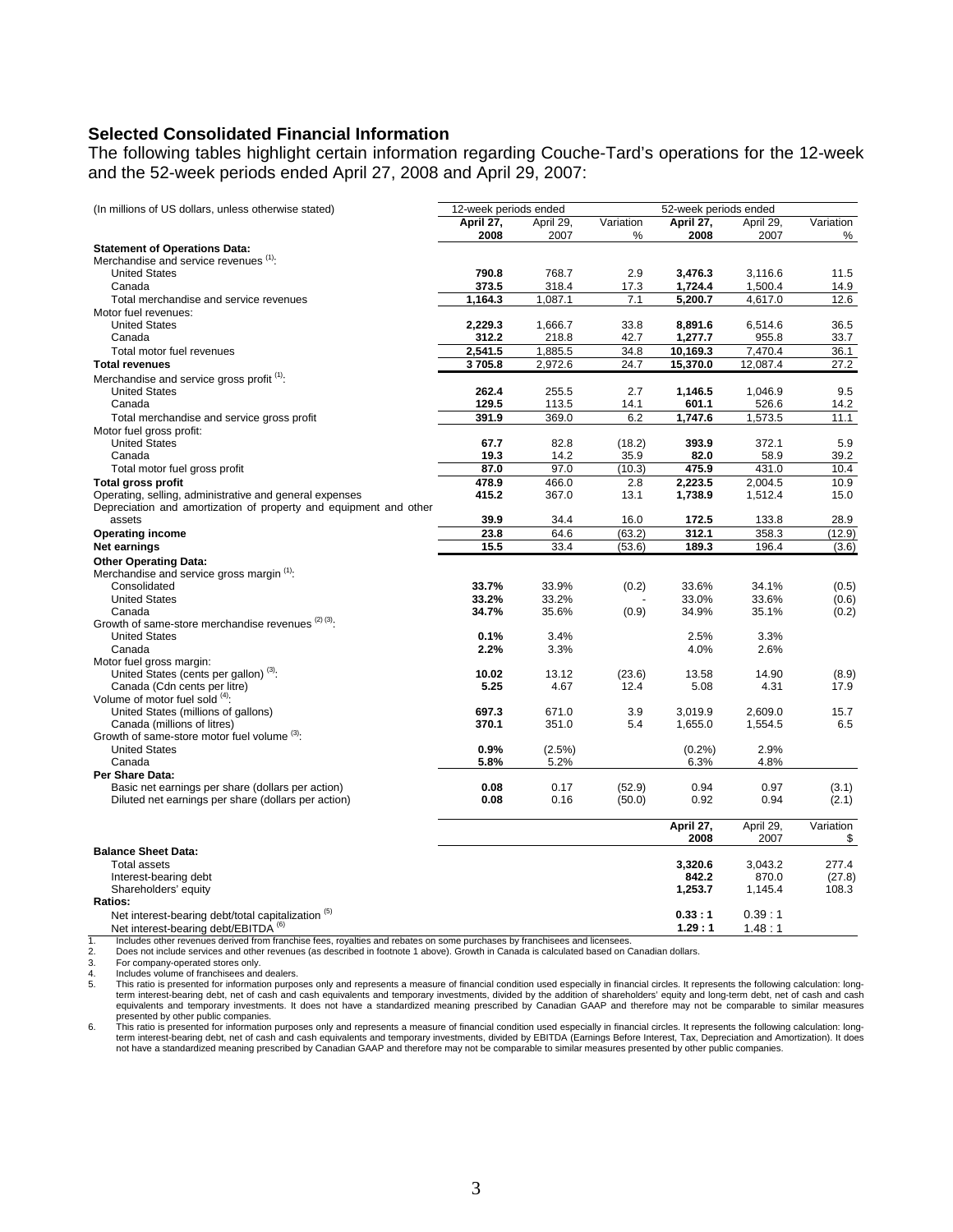## Selected Consolidated Financial Information

The following tables highlight certain information regarding Couche-Tard's operations for the 12-week and the 52-week periods ended April 27, 2008 and April 29, 2007:

| (In millions of US dollars, unless otherwise stated) | 12-week periods ended | | | 52-week periods ended | | |
|---|---|---|---|---|---|---|
| | **April 27, 2008** | April 29, 2007 | Variation % | **April 27, 2008** | April 29, 2007 | Variation % |
| **Statement of Operations Data:** | | | | | | |
| Merchandise and service revenues [(1)]: | | | | | | |
| United States | **790.8** | 768.7 | 2.9 | **3,476.3** | 3,116.6 | 11.5 |
| Canada | **373.5** | 318.4 | 17.3 | **1,724.4** | 1,500.4 | 14.9 |
| Total merchandise and service revenues | **1,164.3** | 1,087.1 | 7.1 | **5,200.7** | 4,617.0 | 12.6 |
| Motor fuel revenues: | | | | | | |
| United States | **2,229.3** | 1,666.7 | 33.8 | **8,891.6** | 6,514.6 | 36.5 |
| Canada | **312.2** | 218.8 | 42.7 | **1,277.7** | 955.8 | 33.7 |
| Total motor fuel revenues | **2,541.5** | 1,885.5 | 34.8 | **10,169.3** | 7,470.4 | 36.1 |
| **Total revenues** | **3 705.8** | 2,972.6 | 24.7 | **15,370.0** | 12,087.4 | 27.2 |
| Merchandise and service gross profit [(1)]: | | | | | | |
| United States | **262.4** | 255.5 | 2.7 | **1,146.5** | 1,046.9 | 9.5 |
| Canada | **129.5** | 113.5 | 14.1 | **601.1** | 526.6 | 14.2 |
| Total merchandise and service gross profit | **391.9** | 369.0 | 6.2 | **1,747.6** | 1,573.5 | 11.1 |
| Motor fuel gross profit: | | | | | | |
| United States | **67.7** | 82.8 | (18.2) | **393.9** | 372.1 | 5.9 |
| Canada | **19.3** | 14.2 | 35.9 | **82.0** | 58.9 | 39.2 |
| Total motor fuel gross profit | **87.0** | 97.0 | (10.3) | **475.9** | 431.0 | 10.4 |
| **Total gross profit** | **478.9** | 466.0 | 2.8 | **2,223.5** | 2,004.5 | 10.9 |
| Operating, selling, administrative and general expenses | **415.2** | 367.0 | 13.1 | **1,738.9** | 1,512.4 | 15.0 |
| Depreciation and amortization of property and equipment and other assets | **39.9** | 34.4 | 16.0 | **172.5** | 133.8 | 28.9 |
| **Operating income** | **23.8** | 64.6 | (63.2) | **312.1** | 358.3 | (12.9) |
| **Net earnings** | **15.5** | 33.4 | (53.6) | **189.3** | 196.4 | (3.6) |
| **Other Operating Data:** | | | | | | |
| Merchandise and service gross margin [(1)]: | | | | | | |
| Consolidated | **33.7%** | 33.9% | (0.2) | 33.6% | 34.1% | (0.5) |
| United States | **33.2%** | 33.2% | - | 33.0% | 33.6% | (0.6) |
| Canada | **34.7%** | 35.6% | (0.9) | 34.9% | 35.1% | (0.2) |
| Growth of same-store merchandise revenues [(2) (3)]: | | | | | | |
| United States | **0.1%** | 3.4% | | 2.5% | 3.3% | |
| Canada | **2.2%** | 3.3% | | 4.0% | 2.6% | |
| Motor fuel gross margin: | | | | | | |
| United States (cents per gallon) [(3)]: | **10.02** | 13.12 | (23.6) | 13.58 | 14.90 | (8.9) |
| Canada (Cdn cents per litre) | **5.25** | 4.67 | 12.4 | 5.08 | 4.31 | 17.9 |
| Volume of motor fuel sold [(4)]: | | | | | | |
| United States (millions of gallons) | **697.3** | 671.0 | 3.9 | 3,019.9 | 2,609.0 | 15.7 |
| Canada (millions of litres) | **370.1** | 351.0 | 5.4 | 1,655.0 | 1,554.5 | 6.5 |
| Growth of same-store motor fuel volume [(3)]: | | | | | | |
| United States | **0.9%** | (2.5%) | | (0.2%) | 2.9% | |
| Canada | **5.8%** | 5.2% | | 6.3% | 4.8% | |
| **Per Share Data:** | | | | | | |
| Basic net earnings per share (dollars per action) | **0.08** | 0.17 | (52.9) | 0.94 | 0.97 | (3.1) |
| Diluted net earnings per share (dollars per action) | **0.08** | 0.16 | (50.0) | 0.92 | 0.94 | (2.1) |

| | **April 27, 2008** | April 29, 2007 | Variation $ |
|---|---|---|---|
| **Balance Sheet Data:** | | | |
| Total assets | **3,320.6** | 3,043.2 | 277.4 |
| Interest-bearing debt | **842.2** | 870.0 | (27.8) |
| Shareholders' equity | **1,253.7** | 1,145.4 | 108.3 |
| **Ratios:** | | | |
| Net interest-bearing debt/total capitalization [(5)] | **0.33 : 1** | 0.39 : 1 | |
| Net interest-bearing debt/EBITDA [(6)] | **1.29 : 1** | 1.48 : 1 | |

1. Includes other revenues derived from franchise fees, royalties and rebates on some purchases by franchisees and licensees.
2. Does not include services and other revenues (as described in footnote 1 above). Growth in Canada is calculated based on Canadian dollars.
3. For company-operated stores only.
4. Includes volume of franchisees and dealers.
5. This ratio is presented for information purposes only and represents a measure of financial condition used especially in financial circles. It represents the following calculation: long-term interest-bearing debt, net of cash and cash equivalents and temporary investments, divided by the addition of shareholders' equity and long-term debt, net of cash and cash equivalents and temporary investments. It does not have a standardized meaning prescribed by Canadian GAAP and therefore may not be comparable to similar measures presented by other public companies.
6. This ratio is presented for information purposes only and represents a measure of financial condition used especially in financial circles. It represents the following calculation: long-term interest-bearing debt, net of cash and cash equivalents and temporary investments, divided by EBITDA (Earnings Before Interest, Tax, Depreciation and Amortization). It does not have a standardized meaning prescribed by Canadian GAAP and therefore may not be comparable to similar measures presented by other public companies.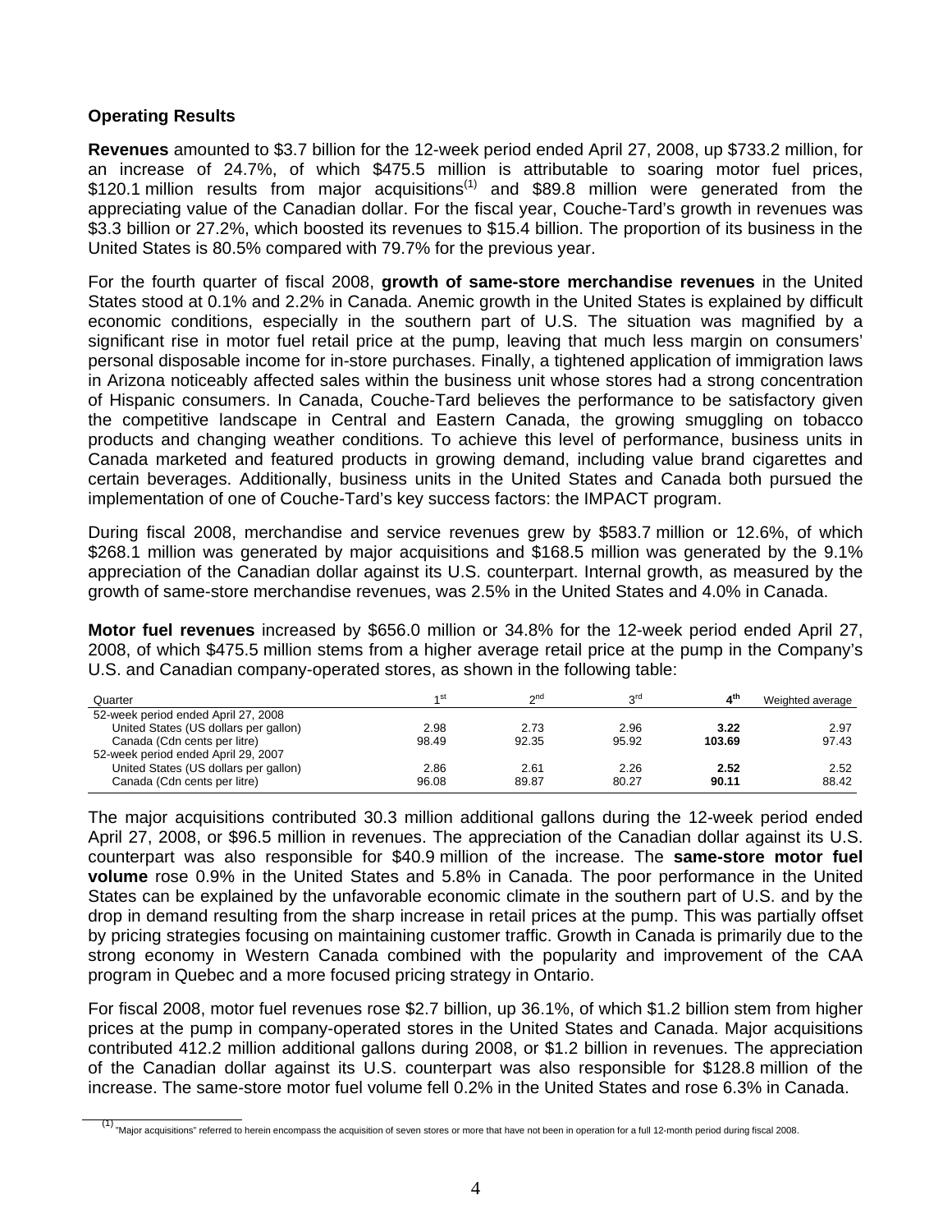## Operating Results

**Revenues** amounted to $3.7 billion for the 12-week period ended April 27, 2008, up $733.2 million, for an increase of 24.7%, of which $475.5 million is attributable to soaring motor fuel prices, $120.1 million results from major acquisitions[1] and $89.8 million were generated from the appreciating value of the Canadian dollar. For the fiscal year, Couche-Tard's growth in revenues was $3.3 billion or 27.2%, which boosted its revenues to $15.4 billion. The proportion of its business in the United States is 80.5% compared with 79.7% for the previous year.

For the fourth quarter of fiscal 2008, **growth of same-store merchandise revenues** in the United States stood at 0.1% and 2.2% in Canada. Anemic growth in the United States is explained by difficult economic conditions, especially in the southern part of U.S. The situation was magnified by a significant rise in motor fuel retail price at the pump, leaving that much less margin on consumers' personal disposable income for in-store purchases. Finally, a tightened application of immigration laws in Arizona noticeably affected sales within the business unit whose stores had a strong concentration of Hispanic consumers. In Canada, Couche-Tard believes the performance to be satisfactory given the competitive landscape in Central and Eastern Canada, the growing smuggling on tobacco products and changing weather conditions. To achieve this level of performance, business units in Canada marketed and featured products in growing demand, including value brand cigarettes and certain beverages. Additionally, business units in the United States and Canada both pursued the implementation of one of Couche-Tard's key success factors: the IMPACT program.

During fiscal 2008, merchandise and service revenues grew by $583.7 million or 12.6%, of which $268.1 million was generated by major acquisitions and $168.5 million was generated by the 9.1% appreciation of the Canadian dollar against its U.S. counterpart. Internal growth, as measured by the growth of same-store merchandise revenues, was 2.5% in the United States and 4.0% in Canada.

**Motor fuel revenues** increased by $656.0 million or 34.8% for the 12-week period ended April 27, 2008, of which $475.5 million stems from a higher average retail price at the pump in the Company's U.S. and Canadian company-operated stores, as shown in the following table:

| Quarter | 1st | 2nd | 3rd | **4th** | Weighted average |
|---|---|---|---|---|---|
| 52-week period ended April 27, 2008 | | | | | |
| United States (US dollars per gallon) | 2.98 | 2.73 | 2.96 | **3.22** | 2.97 |
| Canada (Cdn cents per litre) | 98.49 | 92.35 | 95.92 | **103.69** | 97.43 |
| 52-week period ended April 29, 2007 | | | | | |
| United States (US dollars per gallon) | 2.86 | 2.61 | 2.26 | **2.52** | 2.52 |
| Canada (Cdn cents per litre) | 96.08 | 89.87 | 80.27 | **90.11** | 88.42 |

The major acquisitions contributed 30.3 million additional gallons during the 12-week period ended April 27, 2008, or $96.5 million in revenues. The appreciation of the Canadian dollar against its U.S. counterpart was also responsible for $40.9 million of the increase. The **same-store motor fuel volume** rose 0.9% in the United States and 5.8% in Canada. The poor performance in the United States can be explained by the unfavorable economic climate in the southern part of U.S. and by the drop in demand resulting from the sharp increase in retail prices at the pump. This was partially offset by pricing strategies focusing on maintaining customer traffic. Growth in Canada is primarily due to the strong economy in Western Canada combined with the popularity and improvement of the CAA program in Quebec and a more focused pricing strategy in Ontario.

For fiscal 2008, motor fuel revenues rose $2.7 billion, up 36.1%, of which $1.2 billion stem from higher prices at the pump in company-operated stores in the United States and Canada. Major acquisitions contributed 412.2 million additional gallons during 2008, or $1.2 billion in revenues. The appreciation of the Canadian dollar against its U.S. counterpart was also responsible for $128.8 million of the increase. The same-store motor fuel volume fell 0.2% in the United States and rose 6.3% in Canada.

[1] "Major acquisitions" referred to herein encompass the acquisition of seven stores or more that have not been in operation for a full 12-month period during fiscal 2008.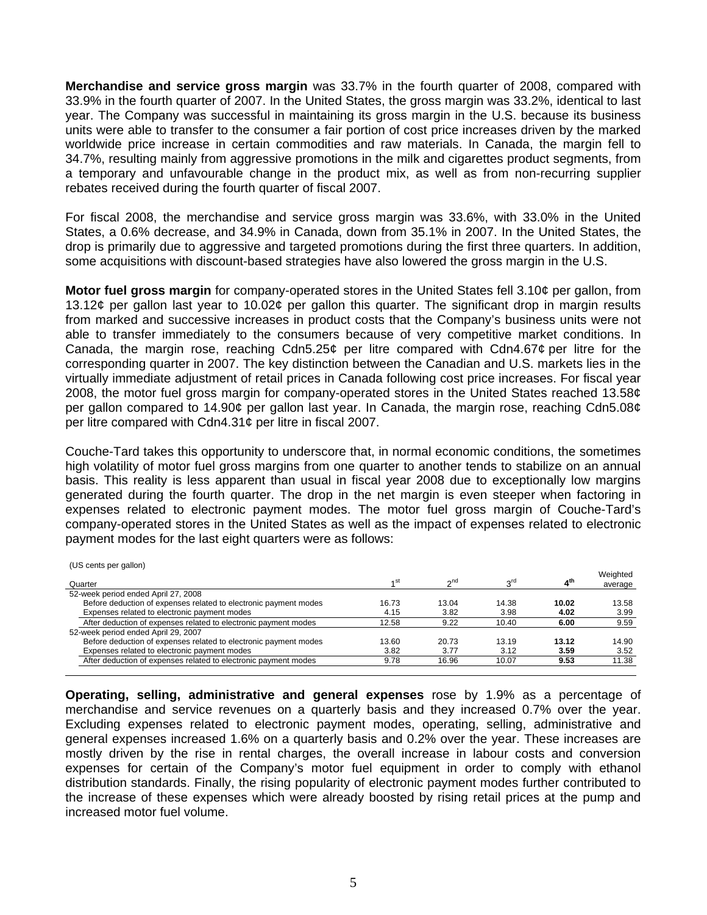**Merchandise and service gross margin** was 33.7% in the fourth quarter of 2008, compared with 33.9% in the fourth quarter of 2007. In the United States, the gross margin was 33.2%, identical to last year. The Company was successful in maintaining its gross margin in the U.S. because its business units were able to transfer to the consumer a fair portion of cost price increases driven by the marked worldwide price increase in certain commodities and raw materials. In Canada, the margin fell to 34.7%, resulting mainly from aggressive promotions in the milk and cigarettes product segments, from a temporary and unfavourable change in the product mix, as well as from non-recurring supplier rebates received during the fourth quarter of fiscal 2007.

For fiscal 2008, the merchandise and service gross margin was 33.6%, with 33.0% in the United States, a 0.6% decrease, and 34.9% in Canada, down from 35.1% in 2007. In the United States, the drop is primarily due to aggressive and targeted promotions during the first three quarters. In addition, some acquisitions with discount-based strategies have also lowered the gross margin in the U.S.

**Motor fuel gross margin** for company-operated stores in the United States fell 3.10¢ per gallon, from 13.12¢ per gallon last year to 10.02¢ per gallon this quarter. The significant drop in margin results from marked and successive increases in product costs that the Company's business units were not able to transfer immediately to the consumers because of very competitive market conditions. In Canada, the margin rose, reaching Cdn5.25¢ per litre compared with Cdn4.67¢ per litre for the corresponding quarter in 2007. The key distinction between the Canadian and U.S. markets lies in the virtually immediate adjustment of retail prices in Canada following cost price increases. For fiscal year 2008, the motor fuel gross margin for company-operated stores in the United States reached 13.58¢ per gallon compared to 14.90¢ per gallon last year. In Canada, the margin rose, reaching Cdn5.08¢ per litre compared with Cdn4.31¢ per litre in fiscal 2007.

Couche-Tard takes this opportunity to underscore that, in normal economic conditions, the sometimes high volatility of motor fuel gross margins from one quarter to another tends to stabilize on an annual basis. This reality is less apparent than usual in fiscal year 2008 due to exceptionally low margins generated during the fourth quarter. The drop in the net margin is even steeper when factoring in expenses related to electronic payment modes. The motor fuel gross margin of Couche-Tard's company-operated stores in the United States as well as the impact of expenses related to electronic payment modes for the last eight quarters were as follows:

(US cents per gallon)

| Quarter | 1st | 2nd | 3rd | **4th** | Weighted average |
|---|---|---|---|---|---|
| 52-week period ended April 27, 2008 | | | | | |
| Before deduction of expenses related to electronic payment modes | 16.73 | 13.04 | 14.38 | **10.02** | 13.58 |
| Expenses related to electronic payment modes | 4.15 | 3.82 | 3.98 | **4.02** | 3.99 |
| After deduction of expenses related to electronic payment modes | 12.58 | 9.22 | 10.40 | **6.00** | 9.59 |
| 52-week period ended April 29, 2007 | | | | | |
| Before deduction of expenses related to electronic payment modes | 13.60 | 20.73 | 13.19 | **13.12** | 14.90 |
| Expenses related to electronic payment modes | 3.82 | 3.77 | 3.12 | **3.59** | 3.52 |
| After deduction of expenses related to electronic payment modes | 9.78 | 16.96 | 10.07 | **9.53** | 11.38 |

**Operating, selling, administrative and general expenses** rose by 1.9% as a percentage of merchandise and service revenues on a quarterly basis and they increased 0.7% over the year. Excluding expenses related to electronic payment modes, operating, selling, administrative and general expenses increased 1.6% on a quarterly basis and 0.2% over the year. These increases are mostly driven by the rise in rental charges, the overall increase in labour costs and conversion expenses for certain of the Company's motor fuel equipment in order to comply with ethanol distribution standards. Finally, the rising popularity of electronic payment modes further contributed to the increase of these expenses which were already boosted by rising retail prices at the pump and increased motor fuel volume.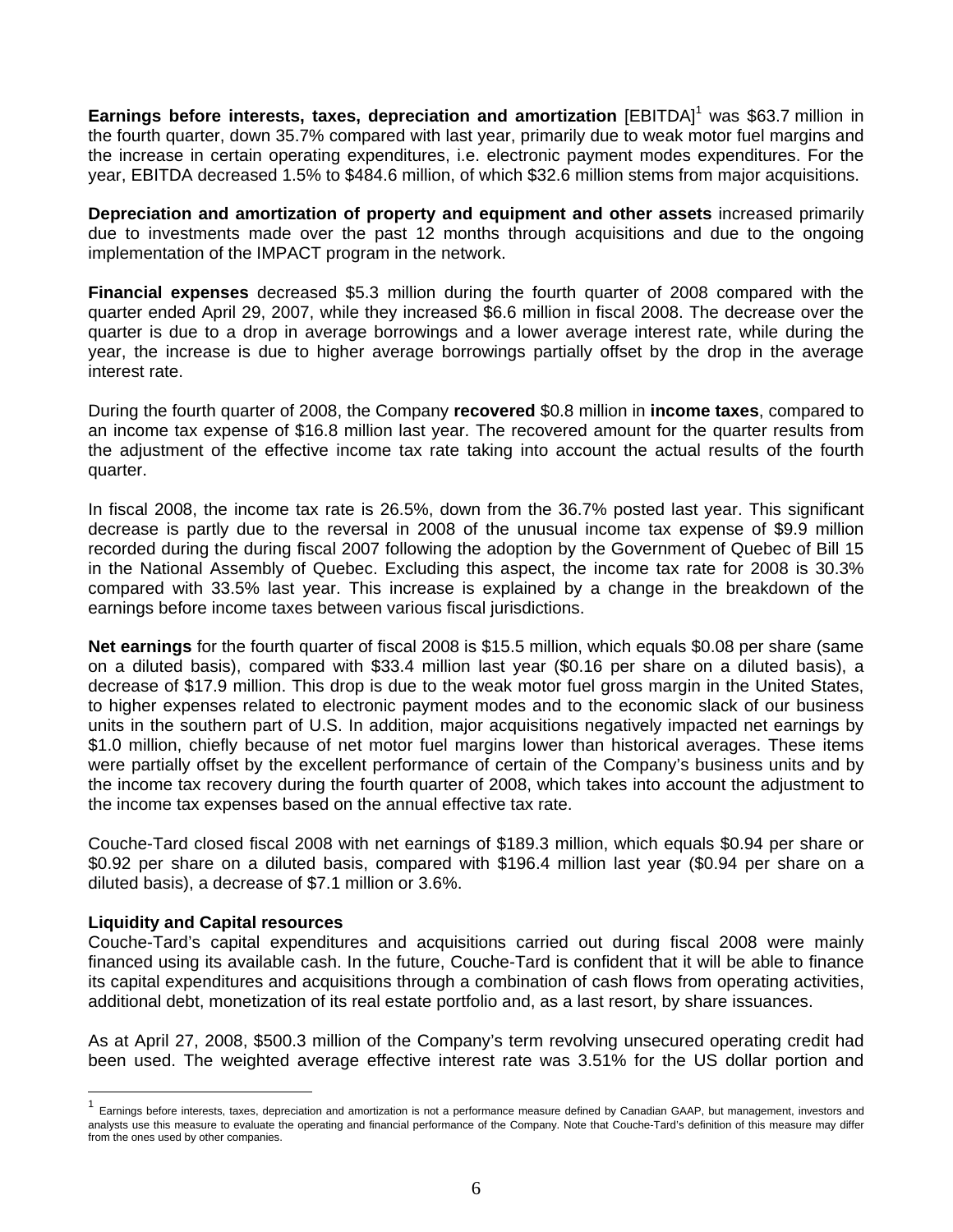**Earnings before interests, taxes, depreciation and amortization** [EBITDA][1] was $63.7 million in the fourth quarter, down 35.7% compared with last year, primarily due to weak motor fuel margins and the increase in certain operating expenditures, i.e. electronic payment modes expenditures. For the year, EBITDA decreased 1.5% to $484.6 million, of which $32.6 million stems from major acquisitions.

**Depreciation and amortization of property and equipment and other assets** increased primarily due to investments made over the past 12 months through acquisitions and due to the ongoing implementation of the IMPACT program in the network.

**Financial expenses** decreased $5.3 million during the fourth quarter of 2008 compared with the quarter ended April 29, 2007, while they increased $6.6 million in fiscal 2008. The decrease over the quarter is due to a drop in average borrowings and a lower average interest rate, while during the year, the increase is due to higher average borrowings partially offset by the drop in the average interest rate.

During the fourth quarter of 2008, the Company **recovered** $0.8 million in **income taxes**, compared to an income tax expense of $16.8 million last year. The recovered amount for the quarter results from the adjustment of the effective income tax rate taking into account the actual results of the fourth quarter.

In fiscal 2008, the income tax rate is 26.5%, down from the 36.7% posted last year. This significant decrease is partly due to the reversal in 2008 of the unusual income tax expense of $9.9 million recorded during the during fiscal 2007 following the adoption by the Government of Quebec of Bill 15 in the National Assembly of Quebec. Excluding this aspect, the income tax rate for 2008 is 30.3% compared with 33.5% last year. This increase is explained by a change in the breakdown of the earnings before income taxes between various fiscal jurisdictions.

**Net earnings** for the fourth quarter of fiscal 2008 is $15.5 million, which equals $0.08 per share (same on a diluted basis), compared with $33.4 million last year ($0.16 per share on a diluted basis), a decrease of $17.9 million. This drop is due to the weak motor fuel gross margin in the United States, to higher expenses related to electronic payment modes and to the economic slack of our business units in the southern part of U.S. In addition, major acquisitions negatively impacted net earnings by $1.0 million, chiefly because of net motor fuel margins lower than historical averages. These items were partially offset by the excellent performance of certain of the Company's business units and by the income tax recovery during the fourth quarter of 2008, which takes into account the adjustment to the income tax expenses based on the annual effective tax rate.

Couche-Tard closed fiscal 2008 with net earnings of $189.3 million, which equals $0.94 per share or $0.92 per share on a diluted basis, compared with $196.4 million last year ($0.94 per share on a diluted basis), a decrease of $7.1 million or 3.6%.

**Liquidity and Capital resources**

Couche-Tard's capital expenditures and acquisitions carried out during fiscal 2008 were mainly financed using its available cash. In the future, Couche-Tard is confident that it will be able to finance its capital expenditures and acquisitions through a combination of cash flows from operating activities, additional debt, monetization of its real estate portfolio and, as a last resort, by share issuances.

As at April 27, 2008, $500.3 million of the Company's term revolving unsecured operating credit had been used. The weighted average effective interest rate was 3.51% for the US dollar portion and

[1] Earnings before interests, taxes, depreciation and amortization is not a performance measure defined by Canadian GAAP, but management, investors and analysts use this measure to evaluate the operating and financial performance of the Company. Note that Couche-Tard's definition of this measure may differ from the ones used by other companies.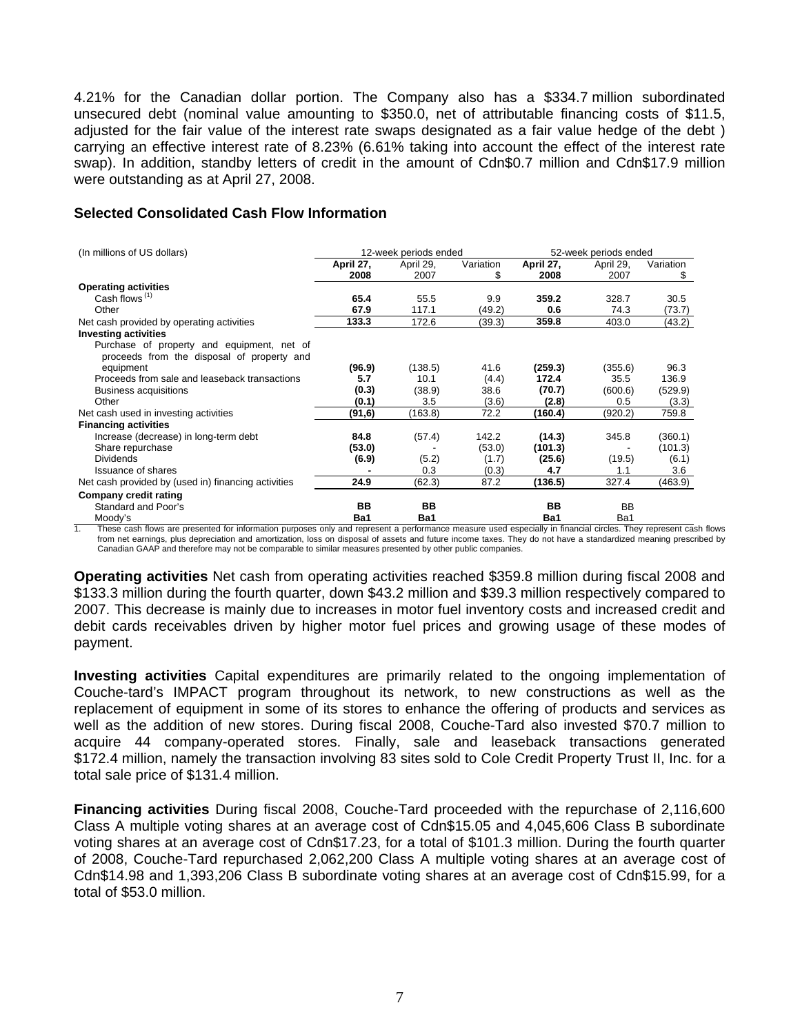4.21% for the Canadian dollar portion. The Company also has a $334.7 million subordinated unsecured debt (nominal value amounting to $350.0, net of attributable financing costs of $11.5, adjusted for the fair value of the interest rate swaps designated as a fair value hedge of the debt ) carrying an effective interest rate of 8.23% (6.61% taking into account the effect of the interest rate swap). In addition, standby letters of credit in the amount of Cdn$0.7 million and Cdn$17.9 million were outstanding as at April 27, 2008.

## Selected Consolidated Cash Flow Information

| (In millions of US dollars) | 12-week periods ended | | | 52-week periods ended | | |
|---|---|---|---|---|---|---|
| | **April 27, 2008** | April 29, 2007 | Variation $ | **April 27, 2008** | April 29, 2007 | Variation $ |
| **Operating activities** | | | | | | |
| Cash flows [1] | **65.4** | 55.5 | 9.9 | **359.2** | 328.7 | 30.5 |
| Other | **67.9** | 117.1 | (49.2) | **0.6** | 74.3 | (73.7) |
| Net cash provided by operating activities | **133.3** | 172.6 | (39.3) | **359.8** | 403.0 | (43.2) |
| **Investing activities** | | | | | | |
| Purchase of property and equipment, net of proceeds from the disposal of property and equipment | **(96.9)** | (138.5) | 41.6 | **(259.3)** | (355.6) | 96.3 |
| Proceeds from sale and leaseback transactions | **5.7** | 10.1 | (4.4) | **172.4** | 35.5 | 136.9 |
| Business acquisitions | **(0.3)** | (38.9) | 38.6 | **(70.7)** | (600.6) | (529.9) |
| Other | **(0.1)** | 3.5 | (3.6) | **(2.8)** | 0.5 | (3.3) |
| Net cash used in investing activities | **(91,6)** | (163.8) | 72.2 | **(160.4)** | (920.2) | 759.8 |
| **Financing activities** | | | | | | |
| Increase (decrease) in long-term debt | **84.8** | (57.4) | 142.2 | **(14.3)** | 345.8 | (360.1) |
| Share repurchase | **(53.0)** | - | (53.0) | **(101.3)** | - | (101.3) |
| Dividends | **(6.9)** | (5.2) | (1.7) | **(25.6)** | (19.5) | (6.1) |
| Issuance of shares | **-** | 0.3 | (0.3) | **4.7** | 1.1 | 3.6 |
| Net cash provided by (used in) financing activities | **24.9** | (62.3) | 87.2 | **(136.5)** | 327.4 | (463.9) |
| **Company credit rating** | | | | | | |
| Standard and Poor's | **BB** | **BB** | | **BB** | BB | |
| Moody's | **Ba1** | **Ba1** | | **Ba1** | Ba1 | |

1. These cash flows are presented for information purposes only and represent a performance measure used especially in financial circles. They represent cash flows from net earnings, plus depreciation and amortization, loss on disposal of assets and future income taxes. They do not have a standardized meaning prescribed by Canadian GAAP and therefore may not be comparable to similar measures presented by other public companies.

**Operating activities** Net cash from operating activities reached $359.8 million during fiscal 2008 and $133.3 million during the fourth quarter, down $43.2 million and $39.3 million respectively compared to 2007. This decrease is mainly due to increases in motor fuel inventory costs and increased credit and debit cards receivables driven by higher motor fuel prices and growing usage of these modes of payment.

**Investing activities** Capital expenditures are primarily related to the ongoing implementation of Couche-tard's IMPACT program throughout its network, to new constructions as well as the replacement of equipment in some of its stores to enhance the offering of products and services as well as the addition of new stores. During fiscal 2008, Couche-Tard also invested $70.7 million to acquire 44 company-operated stores. Finally, sale and leaseback transactions generated $172.4 million, namely the transaction involving 83 sites sold to Cole Credit Property Trust II, Inc. for a total sale price of $131.4 million.

**Financing activities** During fiscal 2008, Couche-Tard proceeded with the repurchase of 2,116,600 Class A multiple voting shares at an average cost of Cdn$15.05 and 4,045,606 Class B subordinate voting shares at an average cost of Cdn$17.23, for a total of $101.3 million. During the fourth quarter of 2008, Couche-Tard repurchased 2,062,200 Class A multiple voting shares at an average cost of Cdn$14.98 and 1,393,206 Class B subordinate voting shares at an average cost of Cdn$15.99, for a total of $53.0 million.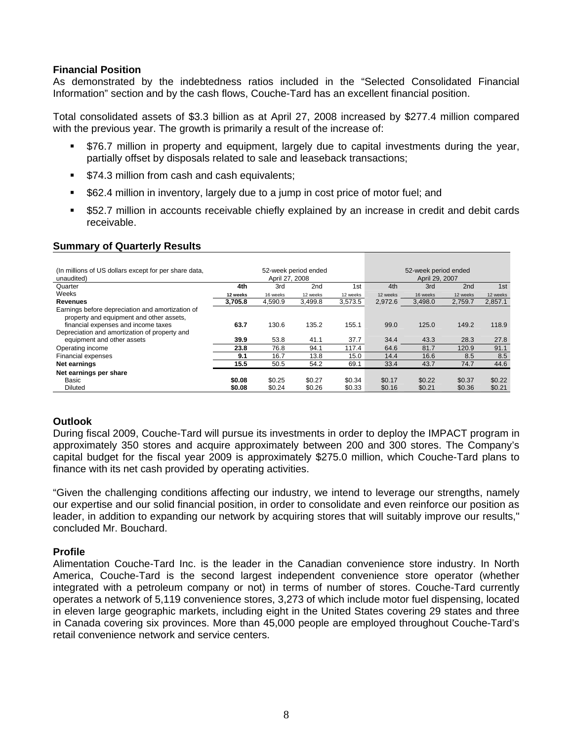## Financial Position

As demonstrated by the indebtedness ratios included in the "Selected Consolidated Financial Information" section and by the cash flows, Couche-Tard has an excellent financial position.

Total consolidated assets of $3.3 billion as at April 27, 2008 increased by $277.4 million compared with the previous year. The growth is primarily a result of the increase of:

- $76.7 million in property and equipment, largely due to capital investments during the year, partially offset by disposals related to sale and leaseback transactions;
- $74.3 million from cash and cash equivalents;
- $62.4 million in inventory, largely due to a jump in cost price of motor fuel; and
- $52.7 million in accounts receivable chiefly explained by an increase in credit and debit cards receivable.

## Summary of Quarterly Results

| (In millions of US dollars except for per share data, unaudited) | 52-week period ended April 27, 2008 | | | | 52-week period ended April 29, 2007 | | | |
|---|---|---|---|---|---|---|---|---|
| Quarter | **4th** | 3rd | 2nd | 1st | 4th | 3rd | 2nd | 1st |
| Weeks | **12 weeks** | 16 weeks | 12 weeks | 12 weeks | 12 weeks | 16 weeks | 12 weeks | 12 weeks |
| **Revenues** | **3,705.8** | 4,590.9 | 3,499.8 | 3,573.5 | 2,972.6 | 3,498.0 | 2,759.7 | 2,857.1 |
| Earnings before depreciation and amortization of property and equipment and other assets, financial expenses and income taxes | **63.7** | 130.6 | 135.2 | 155.1 | 99.0 | 125.0 | 149.2 | 118.9 |
| Depreciation and amortization of property and equipment and other assets | **39.9** | 53.8 | 41.1 | 37.7 | 34.4 | 43.3 | 28.3 | 27.8 |
| Operating income | **23.8** | 76.8 | 94.1 | 117.4 | 64.6 | 81.7 | 120.9 | 91.1 |
| Financial expenses | **9.1** | 16.7 | 13.8 | 15.0 | 14.4 | 16.6 | 8.5 | 8.5 |
| **Net earnings** | **15.5** | 50.5 | 54.2 | 69.1 | 33.4 | 43.7 | 74.7 | 44.6 |
| **Net earnings per share** | | | | | | | | |
| Basic | **$0.08** | $0.25 | $0.27 | $0.34 | $0.17 | $0.22 | $0.37 | $0.22 |
| Diluted | **$0.08** | $0.24 | $0.26 | $0.33 | $0.16 | $0.21 | $0.36 | $0.21 |

## Outlook

During fiscal 2009, Couche-Tard will pursue its investments in order to deploy the IMPACT program in approximately 350 stores and acquire approximately between 200 and 300 stores. The Company's capital budget for the fiscal year 2009 is approximately $275.0 million, which Couche-Tard plans to finance with its net cash provided by operating activities.

"Given the challenging conditions affecting our industry, we intend to leverage our strengths, namely our expertise and our solid financial position, in order to consolidate and even reinforce our position as leader, in addition to expanding our network by acquiring stores that will suitably improve our results," concluded Mr. Bouchard.

## Profile

Alimentation Couche-Tard Inc. is the leader in the Canadian convenience store industry. In North America, Couche-Tard is the second largest independent convenience store operator (whether integrated with a petroleum company or not) in terms of number of stores. Couche-Tard currently operates a network of 5,119 convenience stores, 3,273 of which include motor fuel dispensing, located in eleven large geographic markets, including eight in the United States covering 29 states and three in Canada covering six provinces. More than 45,000 people are employed throughout Couche-Tard's retail convenience network and service centers.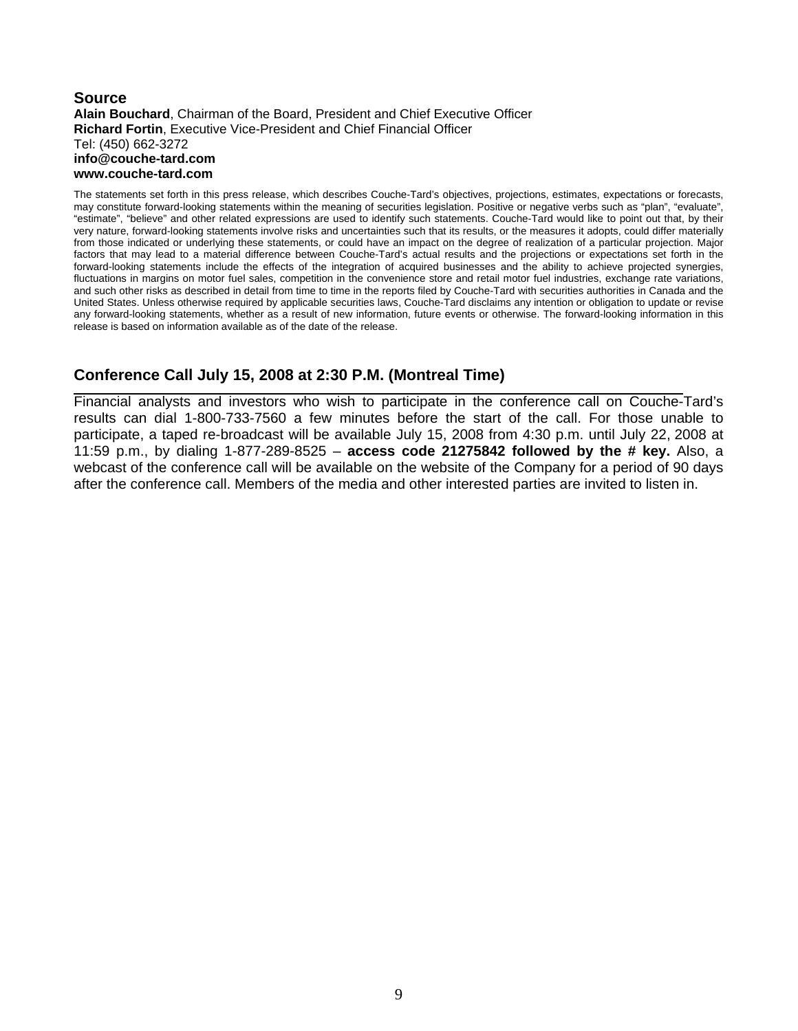## Source

**Alain Bouchard**, Chairman of the Board, President and Chief Executive Officer
**Richard Fortin**, Executive Vice-President and Chief Financial Officer
Tel: (450) 662-3272
**info@couche-tard.com**
**www.couche-tard.com**

The statements set forth in this press release, which describes Couche-Tard's objectives, projections, estimates, expectations or forecasts, may constitute forward-looking statements within the meaning of securities legislation. Positive or negative verbs such as "plan", "evaluate", "estimate", "believe" and other related expressions are used to identify such statements. Couche-Tard would like to point out that, by their very nature, forward-looking statements involve risks and uncertainties such that its results, or the measures it adopts, could differ materially from those indicated or underlying these statements, or could have an impact on the degree of realization of a particular projection. Major factors that may lead to a material difference between Couche-Tard's actual results and the projections or expectations set forth in the forward-looking statements include the effects of the integration of acquired businesses and the ability to achieve projected synergies, fluctuations in margins on motor fuel sales, competition in the convenience store and retail motor fuel industries, exchange rate variations, and such other risks as described in detail from time to time in the reports filed by Couche-Tard with securities authorities in Canada and the United States. Unless otherwise required by applicable securities laws, Couche-Tard disclaims any intention or obligation to update or revise any forward-looking statements, whether as a result of new information, future events or otherwise. The forward-looking information in this release is based on information available as of the date of the release.

## Conference Call July 15, 2008 at 2:30 P.M. (Montreal Time)

Financial analysts and investors who wish to participate in the conference call on Couche-Tard's results can dial 1-800-733-7560 a few minutes before the start of the call. For those unable to participate, a taped re-broadcast will be available July 15, 2008 from 4:30 p.m. until July 22, 2008 at 11:59 p.m., by dialing 1-877-289-8525 – **access code 21275842 followed by the # key.** Also, a webcast of the conference call will be available on the website of the Company for a period of 90 days after the conference call. Members of the media and other interested parties are invited to listen in.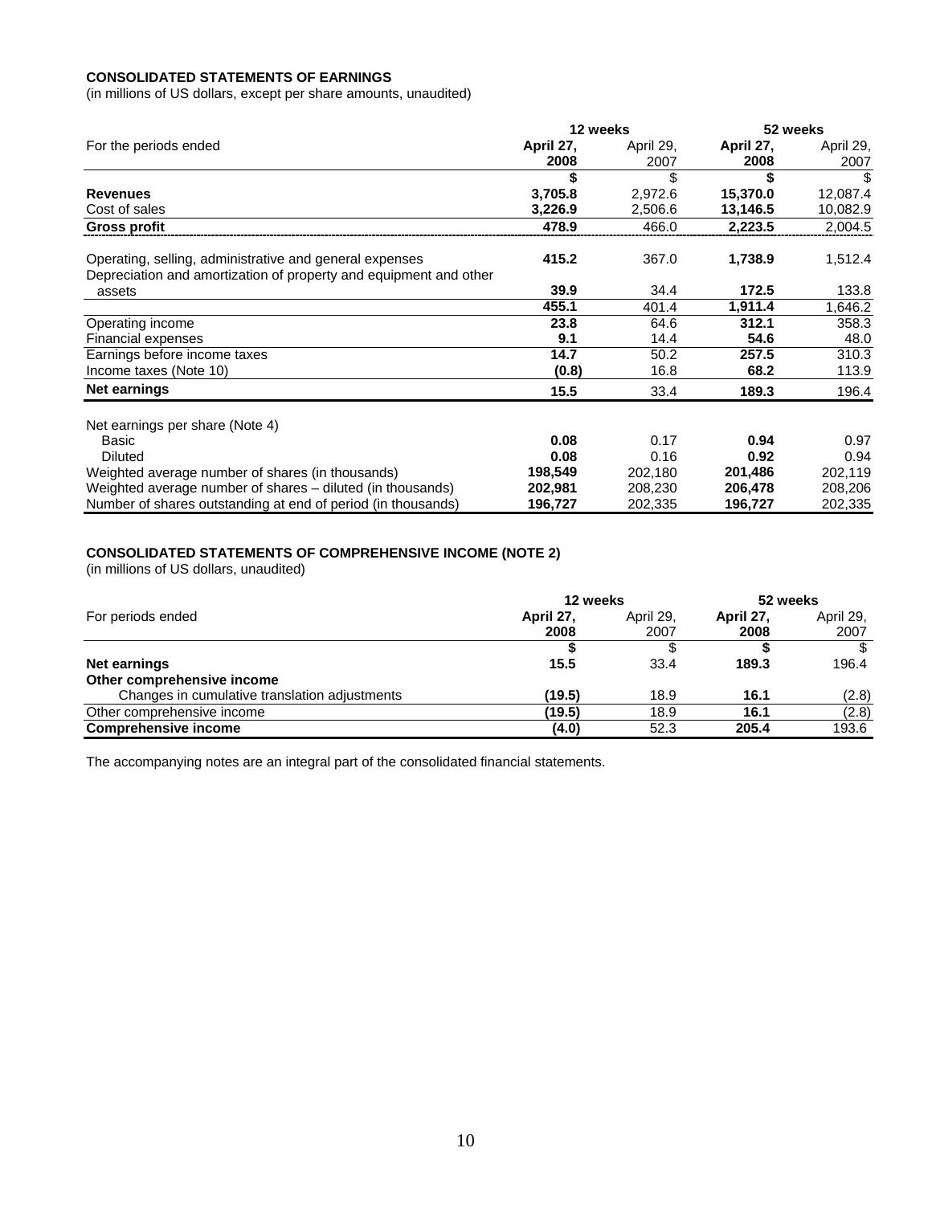**CONSOLIDATED STATEMENTS OF EARNINGS**
(in millions of US dollars, except per share amounts, unaudited)

| | 12 weeks | | 52 weeks | |
|---|---|---|---|---|
| For the periods ended | **April 27, 2008** | April 29, 2007 | **April 27, 2008** | April 29, 2007 |
| | **\$** | \$ | **\$** | \$ |
| **Revenues** | **3,705.8** | 2,972.6 | **15,370.0** | 12,087.4 |
| Cost of sales | **3,226.9** | 2,506.6 | **13,146.5** | 10,082.9 |
| **Gross profit** | **478.9** | 466.0 | **2,223.5** | 2,004.5 |
| Operating, selling, administrative and general expenses | **415.2** | 367.0 | **1,738.9** | 1,512.4 |
| Depreciation and amortization of property and equipment and other assets | **39.9** | 34.4 | **172.5** | 133.8 |
| | **455.1** | 401.4 | **1,911.4** | 1,646.2 |
| Operating income | **23.8** | 64.6 | **312.1** | 358.3 |
| Financial expenses | **9.1** | 14.4 | **54.6** | 48.0 |
| Earnings before income taxes | **14.7** | 50.2 | **257.5** | 310.3 |
| Income taxes (Note 10) | **(0.8)** | 16.8 | **68.2** | 113.9 |
| **Net earnings** | **15.5** | 33.4 | **189.3** | 196.4 |
| Net earnings per share (Note 4) | | | | |
| Basic | **0.08** | 0.17 | **0.94** | 0.97 |
| Diluted | **0.08** | 0.16 | **0.92** | 0.94 |
| Weighted average number of shares (in thousands) | **198,549** | 202,180 | **201,486** | 202,119 |
| Weighted average number of shares – diluted (in thousands) | **202,981** | 208,230 | **206,478** | 208,206 |
| Number of shares outstanding at end of period (in thousands) | **196,727** | 202,335 | **196,727** | 202,335 |

**CONSOLIDATED STATEMENTS OF COMPREHENSIVE INCOME (NOTE 2)**
(in millions of US dollars, unaudited)

| | 12 weeks | | 52 weeks | |
|---|---|---|---|---|
| For periods ended | **April 27, 2008** | April 29, 2007 | **April 27, 2008** | April 29, 2007 |
| | **\$** | \$ | **\$** | \$ |
| **Net earnings** | **15.5** | 33.4 | **189.3** | 196.4 |
| **Other comprehensive income** | | | | |
| Changes in cumulative translation adjustments | **(19.5)** | 18.9 | **16.1** | (2.8) |
| Other comprehensive income | **(19.5)** | 18.9 | **16.1** | (2.8) |
| **Comprehensive income** | **(4.0)** | 52.3 | **205.4** | 193.6 |

The accompanying notes are an integral part of the consolidated financial statements.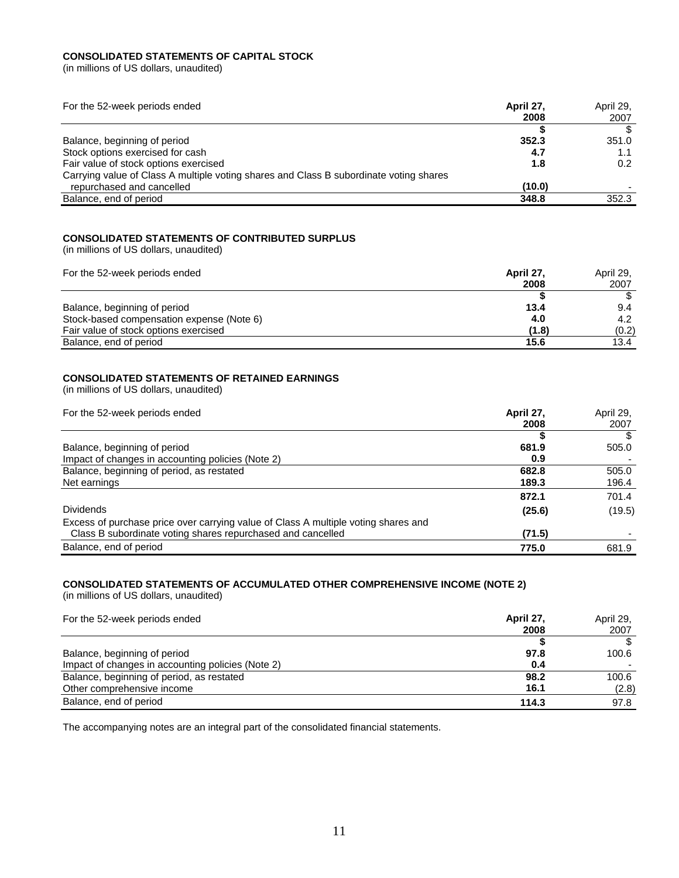#### CONSOLIDATED STATEMENTS OF CAPITAL STOCK

(in millions of US dollars, unaudited)

| For the 52-week periods ended | **April 27, 2008** | April 29, 2007 |
|---|---|---|
| | **$** | $ |
| Balance, beginning of period | **352.3** | 351.0 |
| Stock options exercised for cash | **4.7** | 1.1 |
| Fair value of stock options exercised | **1.8** | 0.2 |
| Carrying value of Class A multiple voting shares and Class B subordinate voting shares repurchased and cancelled | **(10.0)** | - |
| Balance, end of period | **348.8** | 352.3 |

#### CONSOLIDATED STATEMENTS OF CONTRIBUTED SURPLUS

(in millions of US dollars, unaudited)

| For the 52-week periods ended | **April 27, 2008** | April 29, 2007 |
|---|---|---|
| | **$** | $ |
| Balance, beginning of period | **13.4** | 9.4 |
| Stock-based compensation expense (Note 6) | **4.0** | 4.2 |
| Fair value of stock options exercised | **(1.8)** | (0.2) |
| Balance, end of period | **15.6** | 13.4 |

#### CONSOLIDATED STATEMENTS OF RETAINED EARNINGS

(in millions of US dollars, unaudited)

| For the 52-week periods ended | **April 27, 2008** | April 29, 2007 |
|---|---|---|
| | **$** | $ |
| Balance, beginning of period | **681.9** | 505.0 |
| Impact of changes in accounting policies (Note 2) | **0.9** | - |
| Balance, beginning of period, as restated | **682.8** | 505.0 |
| Net earnings | **189.3** | 196.4 |
| | **872.1** | 701.4 |
| Dividends | **(25.6)** | (19.5) |
| Excess of purchase price over carrying value of Class A multiple voting shares and Class B subordinate voting shares repurchased and cancelled | **(71.5)** | - |
| Balance, end of period | **775.0** | 681.9 |

#### CONSOLIDATED STATEMENTS OF ACCUMULATED OTHER COMPREHENSIVE INCOME (NOTE 2)

(in millions of US dollars, unaudited)

| For the 52-week periods ended | **April 27, 2008** | April 29, 2007 |
|---|---|---|
| | **$** | $ |
| Balance, beginning of period | **97.8** | 100.6 |
| Impact of changes in accounting policies (Note 2) | **0.4** | - |
| Balance, beginning of period, as restated | **98.2** | 100.6 |
| Other comprehensive income | **16.1** | (2.8) |
| Balance, end of period | **114.3** | 97.8 |

The accompanying notes are an integral part of the consolidated financial statements.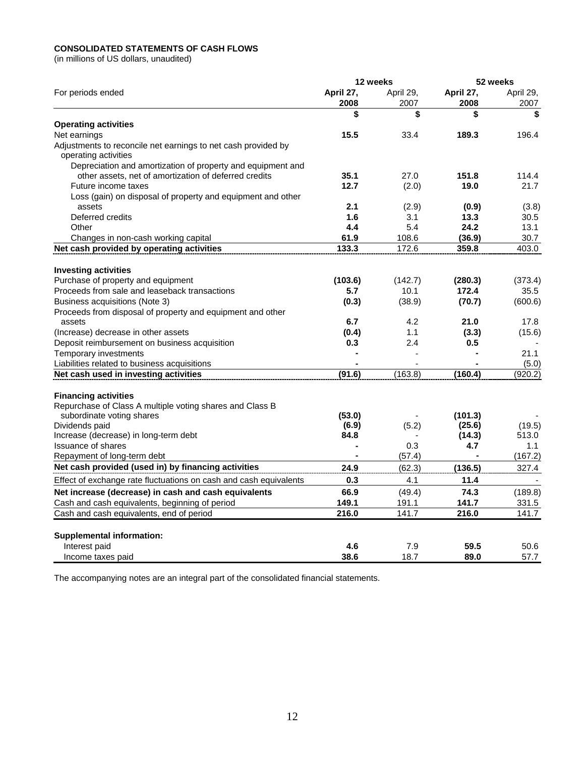**CONSOLIDATED STATEMENTS OF CASH FLOWS**
(in millions of US dollars, unaudited)

| | 12 weeks | | 52 weeks | |
|---|---|---|---|---|
| For periods ended | **April 27, 2008** | April 29, 2007 | **April 27, 2008** | April 29, 2007 |
| | **$** | **$** | **$** | **$** |
| **Operating activities** | | | | |
| Net earnings | **15.5** | 33.4 | **189.3** | 196.4 |
| Adjustments to reconcile net earnings to net cash provided by operating activities | | | | |
| Depreciation and amortization of property and equipment and other assets, net of amortization of deferred credits | **35.1** | 27.0 | **151.8** | 114.4 |
| Future income taxes | **12.7** | (2.0) | **19.0** | 21.7 |
| Loss (gain) on disposal of property and equipment and other assets | **2.1** | (2.9) | **(0.9)** | (3.8) |
| Deferred credits | **1.6** | 3.1 | **13.3** | 30.5 |
| Other | **4.4** | 5.4 | **24.2** | 13.1 |
| Changes in non-cash working capital | **61.9** | 108.6 | **(36.9)** | 30.7 |
| **Net cash provided by operating activities** | **133.3** | 172.6 | **359.8** | 403.0 |
| **Investing activities** | | | | |
| Purchase of property and equipment | **(103.6)** | (142.7) | **(280.3)** | (373.4) |
| Proceeds from sale and leaseback transactions | **5.7** | 10.1 | **172.4** | 35.5 |
| Business acquisitions (Note 3) | **(0.3)** | (38.9) | **(70.7)** | (600.6) |
| Proceeds from disposal of property and equipment and other assets | **6.7** | 4.2 | **21.0** | 17.8 |
| (Increase) decrease in other assets | **(0.4)** | 1.1 | **(3.3)** | (15.6) |
| Deposit reimbursement on business acquisition | **0.3** | 2.4 | **0.5** | - |
| Temporary investments | **-** | - | **-** | 21.1 |
| Liabilities related to business acquisitions | **-** | - | **-** | (5.0) |
| **Net cash used in investing activities** | **(91.6)** | (163.8) | **(160.4)** | (920.2) |
| **Financing activities** | | | | |
| Repurchase of Class A multiple voting shares and Class B subordinate voting shares | **(53.0)** | - | **(101.3)** | - |
| Dividends paid | **(6.9)** | (5.2) | **(25.6)** | (19.5) |
| Increase (decrease) in long-term debt | **84.8** | - | **(14.3)** | 513.0 |
| Issuance of shares | **-** | 0.3 | **4.7** | 1.1 |
| Repayment of long-term debt | **-** | (57.4) | **-** | (167.2) |
| **Net cash provided (used in) by financing activities** | **24.9** | (62.3) | **(136.5)** | 327.4 |
| Effect of exchange rate fluctuations on cash and cash equivalents | **0.3** | 4.1 | **11.4** | - |
| **Net increase (decrease) in cash and cash equivalents** | **66.9** | (49.4) | **74.3** | (189.8) |
| Cash and cash equivalents, beginning of period | **149.1** | 191.1 | **141.7** | 331.5 |
| Cash and cash equivalents, end of period | **216.0** | 141.7 | **216.0** | 141.7 |
| **Supplemental information:** | | | | |
| Interest paid | **4.6** | 7.9 | **59.5** | 50.6 |
| Income taxes paid | **38.6** | 18.7 | **89.0** | 57.7 |

The accompanying notes are an integral part of the consolidated financial statements.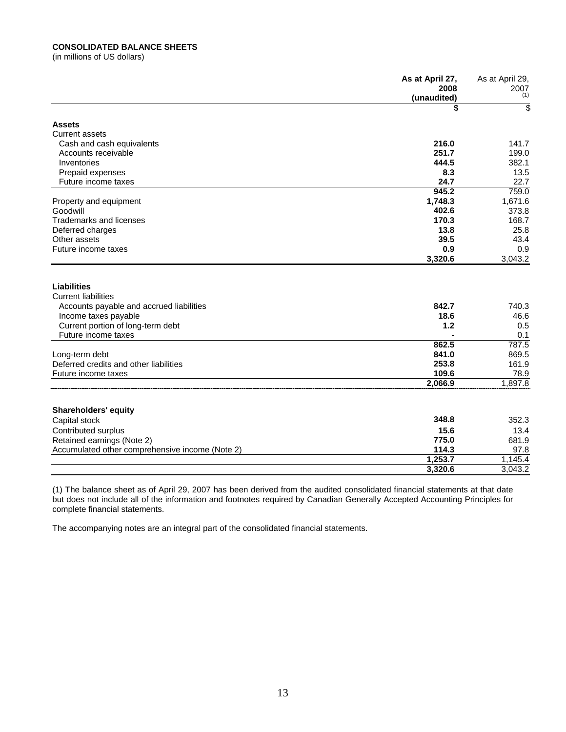**CONSOLIDATED BALANCE SHEETS**
(in millions of US dollars)

| | **As at April 27, 2008 (unaudited)** | As at April 29, 2007 (1) |
|---|---|---|
| | **$** | $ |
| **Assets** | | |
| Current assets | | |
| Cash and cash equivalents | **216.0** | 141.7 |
| Accounts receivable | **251.7** | 199.0 |
| Inventories | **444.5** | 382.1 |
| Prepaid expenses | **8.3** | 13.5 |
| Future income taxes | **24.7** | 22.7 |
| | **945.2** | 759.0 |
| Property and equipment | **1,748.3** | 1,671.6 |
| Goodwill | **402.6** | 373.8 |
| Trademarks and licenses | **170.3** | 168.7 |
| Deferred charges | **13.8** | 25.8 |
| Other assets | **39.5** | 43.4 |
| Future income taxes | **0.9** | 0.9 |
| | **3,320.6** | 3,043.2 |
| **Liabilities** | | |
| Current liabilities | | |
| Accounts payable and accrued liabilities | **842.7** | 740.3 |
| Income taxes payable | **18.6** | 46.6 |
| Current portion of long-term debt | **1.2** | 0.5 |
| Future income taxes | **-** | 0.1 |
| | **862.5** | 787.5 |
| Long-term debt | **841.0** | 869.5 |
| Deferred credits and other liabilities | **253.8** | 161.9 |
| Future income taxes | **109.6** | 78.9 |
| | **2,066.9** | 1,897.8 |
| **Shareholders' equity** | | |
| Capital stock | **348.8** | 352.3 |
| Contributed surplus | **15.6** | 13.4 |
| Retained earnings (Note 2) | **775.0** | 681.9 |
| Accumulated other comprehensive income (Note 2) | **114.3** | 97.8 |
| | **1,253.7** | 1,145.4 |
| | **3,320.6** | 3,043.2 |

(1) The balance sheet as of April 29, 2007 has been derived from the audited consolidated financial statements at that date but does not include all of the information and footnotes required by Canadian Generally Accepted Accounting Principles for complete financial statements.

The accompanying notes are an integral part of the consolidated financial statements.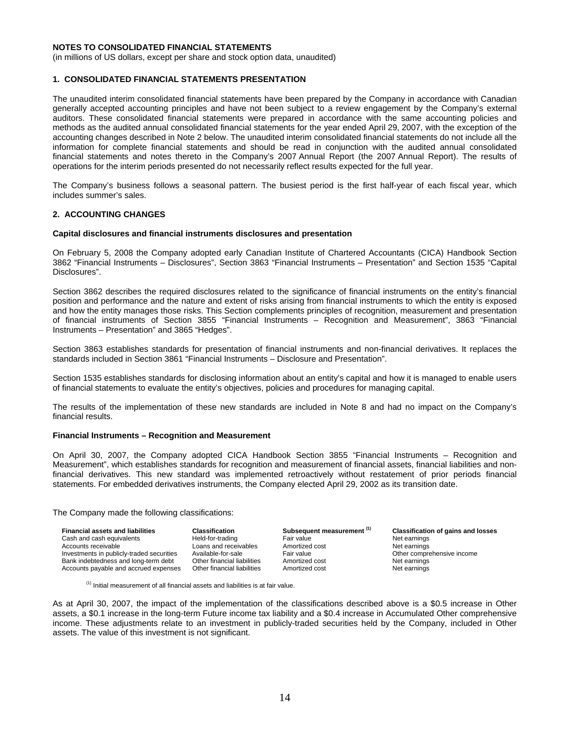# NOTES TO CONSOLIDATED FINANCIAL STATEMENTS

(in millions of US dollars, except per share and stock option data, unaudited)

## 1. CONSOLIDATED FINANCIAL STATEMENTS PRESENTATION

The unaudited interim consolidated financial statements have been prepared by the Company in accordance with Canadian generally accepted accounting principles and have not been subject to a review engagement by the Company's external auditors. These consolidated financial statements were prepared in accordance with the same accounting policies and methods as the audited annual consolidated financial statements for the year ended April 29, 2007, with the exception of the accounting changes described in Note 2 below. The unaudited interim consolidated financial statements do not include all the information for complete financial statements and should be read in conjunction with the audited annual consolidated financial statements and notes thereto in the Company's 2007 Annual Report (the 2007 Annual Report). The results of operations for the interim periods presented do not necessarily reflect results expected for the full year.

The Company's business follows a seasonal pattern. The busiest period is the first half-year of each fiscal year, which includes summer's sales.

## 2. ACCOUNTING CHANGES

### Capital disclosures and financial instruments disclosures and presentation

On February 5, 2008 the Company adopted early Canadian Institute of Chartered Accountants (CICA) Handbook Section 3862 "Financial Instruments – Disclosures", Section 3863 "Financial Instruments – Presentation" and Section 1535 "Capital Disclosures".

Section 3862 describes the required disclosures related to the significance of financial instruments on the entity's financial position and performance and the nature and extent of risks arising from financial instruments to which the entity is exposed and how the entity manages those risks. This Section complements principles of recognition, measurement and presentation of financial instruments of Section 3855 "Financial Instruments – Recognition and Measurement", 3863 "Financial Instruments – Presentation" and 3865 "Hedges".

Section 3863 establishes standards for presentation of financial instruments and non-financial derivatives. It replaces the standards included in Section 3861 "Financial Instruments – Disclosure and Presentation".

Section 1535 establishes standards for disclosing information about an entity's capital and how it is managed to enable users of financial statements to evaluate the entity's objectives, policies and procedures for managing capital.

The results of the implementation of these new standards are included in Note 8 and had no impact on the Company's financial results.

### Financial Instruments – Recognition and Measurement

On April 30, 2007, the Company adopted CICA Handbook Section 3855 "Financial Instruments – Recognition and Measurement", which establishes standards for recognition and measurement of financial assets, financial liabilities and non-financial derivatives. This new standard was implemented retroactively without restatement of prior periods financial statements. For embedded derivatives instruments, the Company elected April 29, 2002 as its transition date.

The Company made the following classifications:

| Financial assets and liabilities | Classification | Subsequent measurement [1] | Classification of gains and losses |
|---|---|---|---|
| Cash and cash equivalents | Held-for-trading | Fair value | Net earnings |
| Accounts receivable | Loans and receivables | Amortized cost | Net earnings |
| Investments in publicly-traded securities | Available-for-sale | Fair value | Other comprehensive income |
| Bank indebtedness and long-term debt | Other financial liabilities | Amortized cost | Net earnings |
| Accounts payable and accrued expenses | Other financial liabilities | Amortized cost | Net earnings |

[1] Initial measurement of all financial assets and liabilities is at fair value.

As at April 30, 2007, the impact of the implementation of the classifications described above is a $0.5 increase in Other assets, a $0.1 increase in the long-term Future income tax liability and a $0.4 increase in Accumulated Other comprehensive income. These adjustments relate to an investment in publicly-traded securities held by the Company, included in Other assets. The value of this investment is not significant.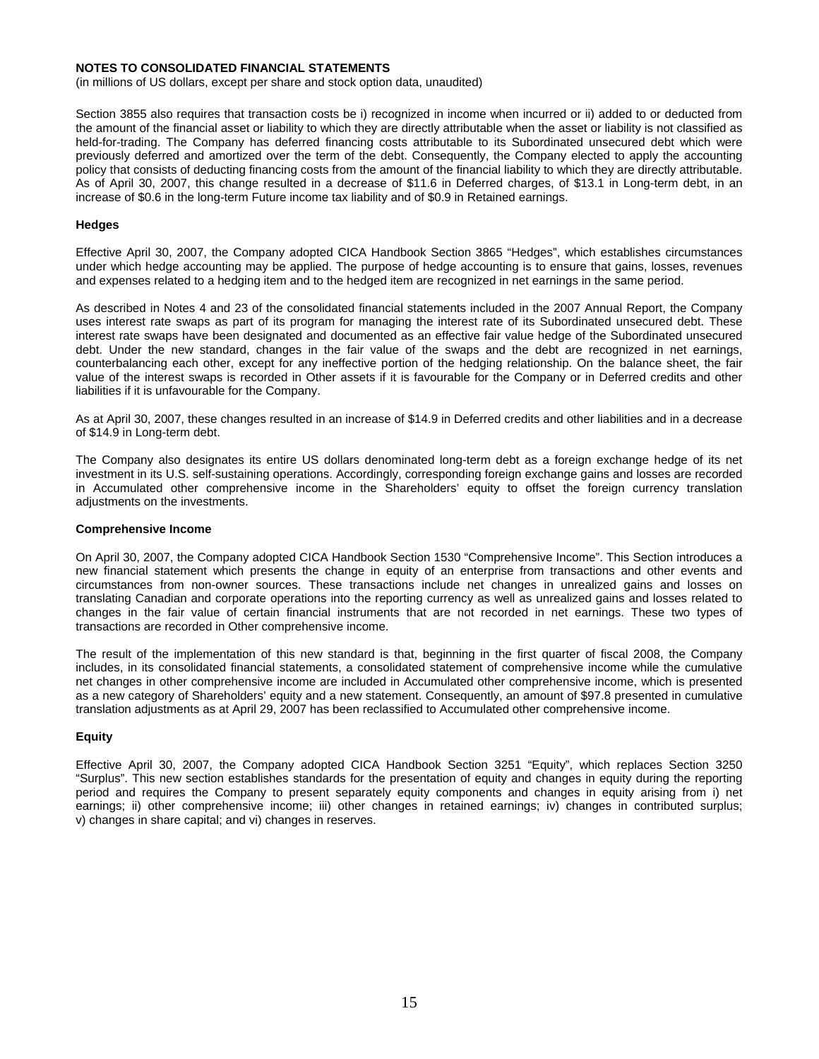**NOTES TO CONSOLIDATED FINANCIAL STATEMENTS**
(in millions of US dollars, except per share and stock option data, unaudited)

Section 3855 also requires that transaction costs be i) recognized in income when incurred or ii) added to or deducted from the amount of the financial asset or liability to which they are directly attributable when the asset or liability is not classified as held-for-trading. The Company has deferred financing costs attributable to its Subordinated unsecured debt which were previously deferred and amortized over the term of the debt. Consequently, the Company elected to apply the accounting policy that consists of deducting financing costs from the amount of the financial liability to which they are directly attributable. As of April 30, 2007, this change resulted in a decrease of $11.6 in Deferred charges, of $13.1 in Long-term debt, in an increase of $0.6 in the long-term Future income tax liability and of $0.9 in Retained earnings.

**Hedges**

Effective April 30, 2007, the Company adopted CICA Handbook Section 3865 "Hedges", which establishes circumstances under which hedge accounting may be applied. The purpose of hedge accounting is to ensure that gains, losses, revenues and expenses related to a hedging item and to the hedged item are recognized in net earnings in the same period.

As described in Notes 4 and 23 of the consolidated financial statements included in the 2007 Annual Report, the Company uses interest rate swaps as part of its program for managing the interest rate of its Subordinated unsecured debt. These interest rate swaps have been designated and documented as an effective fair value hedge of the Subordinated unsecured debt. Under the new standard, changes in the fair value of the swaps and the debt are recognized in net earnings, counterbalancing each other, except for any ineffective portion of the hedging relationship. On the balance sheet, the fair value of the interest swaps is recorded in Other assets if it is favourable for the Company or in Deferred credits and other liabilities if it is unfavourable for the Company.

As at April 30, 2007, these changes resulted in an increase of $14.9 in Deferred credits and other liabilities and in a decrease of $14.9 in Long-term debt.

The Company also designates its entire US dollars denominated long-term debt as a foreign exchange hedge of its net investment in its U.S. self-sustaining operations. Accordingly, corresponding foreign exchange gains and losses are recorded in Accumulated other comprehensive income in the Shareholders' equity to offset the foreign currency translation adjustments on the investments.

**Comprehensive Income**

On April 30, 2007, the Company adopted CICA Handbook Section 1530 "Comprehensive Income". This Section introduces a new financial statement which presents the change in equity of an enterprise from transactions and other events and circumstances from non-owner sources. These transactions include net changes in unrealized gains and losses on translating Canadian and corporate operations into the reporting currency as well as unrealized gains and losses related to changes in the fair value of certain financial instruments that are not recorded in net earnings. These two types of transactions are recorded in Other comprehensive income.

The result of the implementation of this new standard is that, beginning in the first quarter of fiscal 2008, the Company includes, in its consolidated financial statements, a consolidated statement of comprehensive income while the cumulative net changes in other comprehensive income are included in Accumulated other comprehensive income, which is presented as a new category of Shareholders' equity and a new statement. Consequently, an amount of $97.8 presented in cumulative translation adjustments as at April 29, 2007 has been reclassified to Accumulated other comprehensive income.

**Equity**

Effective April 30, 2007, the Company adopted CICA Handbook Section 3251 "Equity", which replaces Section 3250 "Surplus". This new section establishes standards for the presentation of equity and changes in equity during the reporting period and requires the Company to present separately equity components and changes in equity arising from i) net earnings; ii) other comprehensive income; iii) other changes in retained earnings; iv) changes in contributed surplus; v) changes in share capital; and vi) changes in reserves.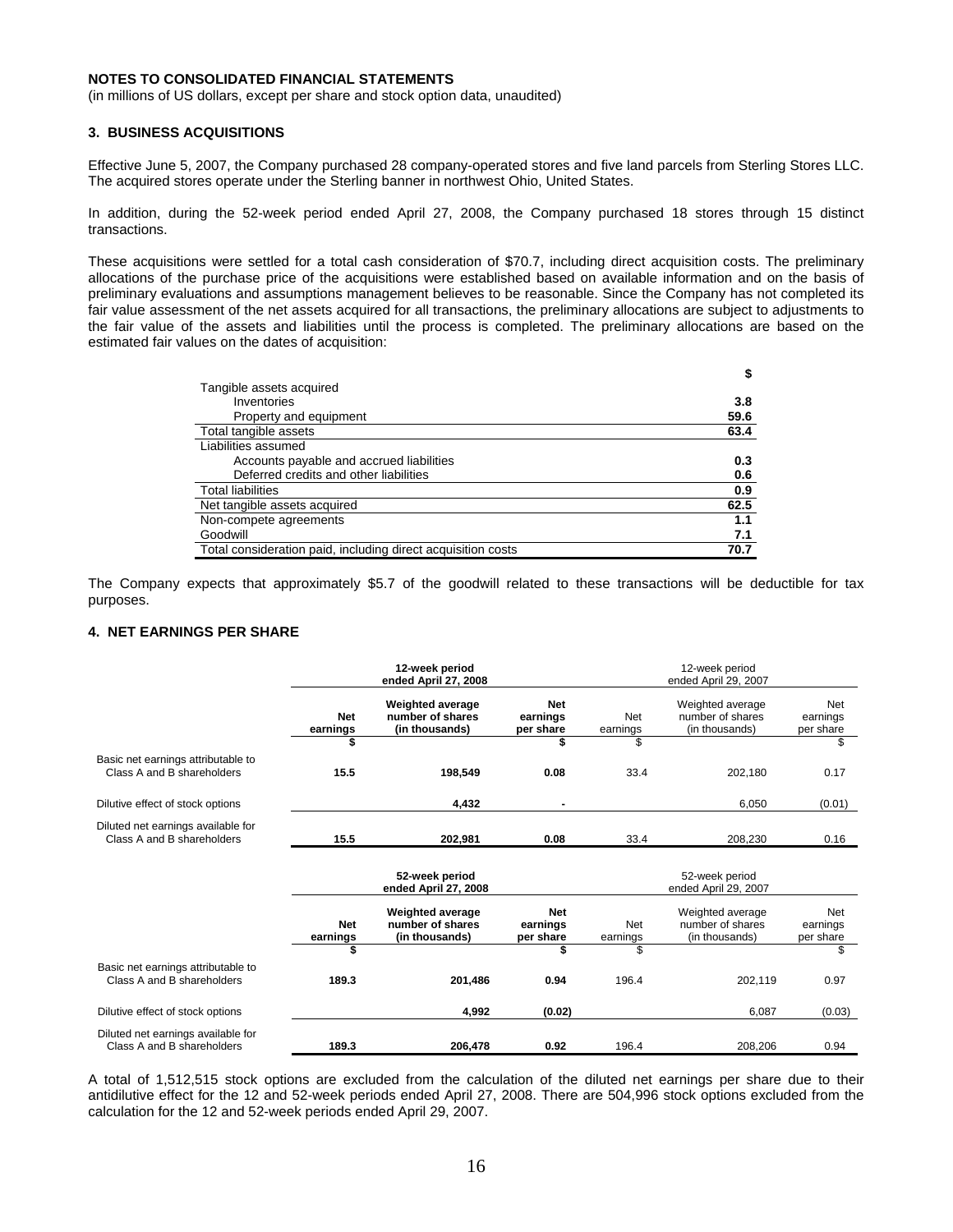**NOTES TO CONSOLIDATED FINANCIAL STATEMENTS**
(in millions of US dollars, except per share and stock option data, unaudited)

## 3. BUSINESS ACQUISITIONS

Effective June 5, 2007, the Company purchased 28 company-operated stores and five land parcels from Sterling Stores LLC. The acquired stores operate under the Sterling banner in northwest Ohio, United States.

In addition, during the 52-week period ended April 27, 2008, the Company purchased 18 stores through 15 distinct transactions.

These acquisitions were settled for a total cash consideration of $70.7, including direct acquisition costs. The preliminary allocations of the purchase price of the acquisitions were established based on available information and on the basis of preliminary evaluations and assumptions management believes to be reasonable. Since the Company has not completed its fair value assessment of the net assets acquired for all transactions, the preliminary allocations are subject to adjustments to the fair value of the assets and liabilities until the process is completed. The preliminary allocations are based on the estimated fair values on the dates of acquisition:

| | **$** |
|---|---|
| Tangible assets acquired | |
| Inventories | **3.8** |
| Property and equipment | **59.6** |
| Total tangible assets | **63.4** |
| Liabilities assumed | |
| Accounts payable and accrued liabilities | **0.3** |
| Deferred credits and other liabilities | **0.6** |
| Total liabilities | **0.9** |
| Net tangible assets acquired | **62.5** |
| Non-compete agreements | **1.1** |
| Goodwill | **7.1** |
| Total consideration paid, including direct acquisition costs | **70.7** |

The Company expects that approximately $5.7 of the goodwill related to these transactions will be deductible for tax purposes.

## 4. NET EARNINGS PER SHARE

| | **12-week period ended April 27, 2008** | | | 12-week period ended April 29, 2007 | | |
|---|---|---|---|---|---|---|
| | **Net earnings** | **Weighted average number of shares (in thousands)** | **Net earnings per share** | Net earnings | Weighted average number of shares (in thousands) | Net earnings per share |
| | **$** | | **$** | $ | | $ |
| Basic net earnings attributable to Class A and B shareholders | **15.5** | **198,549** | **0.08** | 33.4 | 202,180 | 0.17 |
| Dilutive effect of stock options | | **4,432** | **-** | | 6,050 | (0.01) |
| Diluted net earnings available for Class A and B shareholders | **15.5** | **202,981** | **0.08** | 33.4 | 208,230 | 0.16 |

| | **52-week period ended April 27, 2008** | | | 52-week period ended April 29, 2007 | | |
|---|---|---|---|---|---|---|
| | **Net earnings** | **Weighted average number of shares (in thousands)** | **Net earnings per share** | Net earnings | Weighted average number of shares (in thousands) | Net earnings per share |
| | **$** | | **$** | $ | | $ |
| Basic net earnings attributable to Class A and B shareholders | **189.3** | **201,486** | **0.94** | 196.4 | 202,119 | 0.97 |
| Dilutive effect of stock options | | **4,992** | **(0.02)** | | 6,087 | (0.03) |
| Diluted net earnings available for Class A and B shareholders | **189.3** | **206,478** | **0.92** | 196.4 | 208,206 | 0.94 |

A total of 1,512,515 stock options are excluded from the calculation of the diluted net earnings per share due to their antidilutive effect for the 12 and 52-week periods ended April 27, 2008. There are 504,996 stock options excluded from the calculation for the 12 and 52-week periods ended April 29, 2007.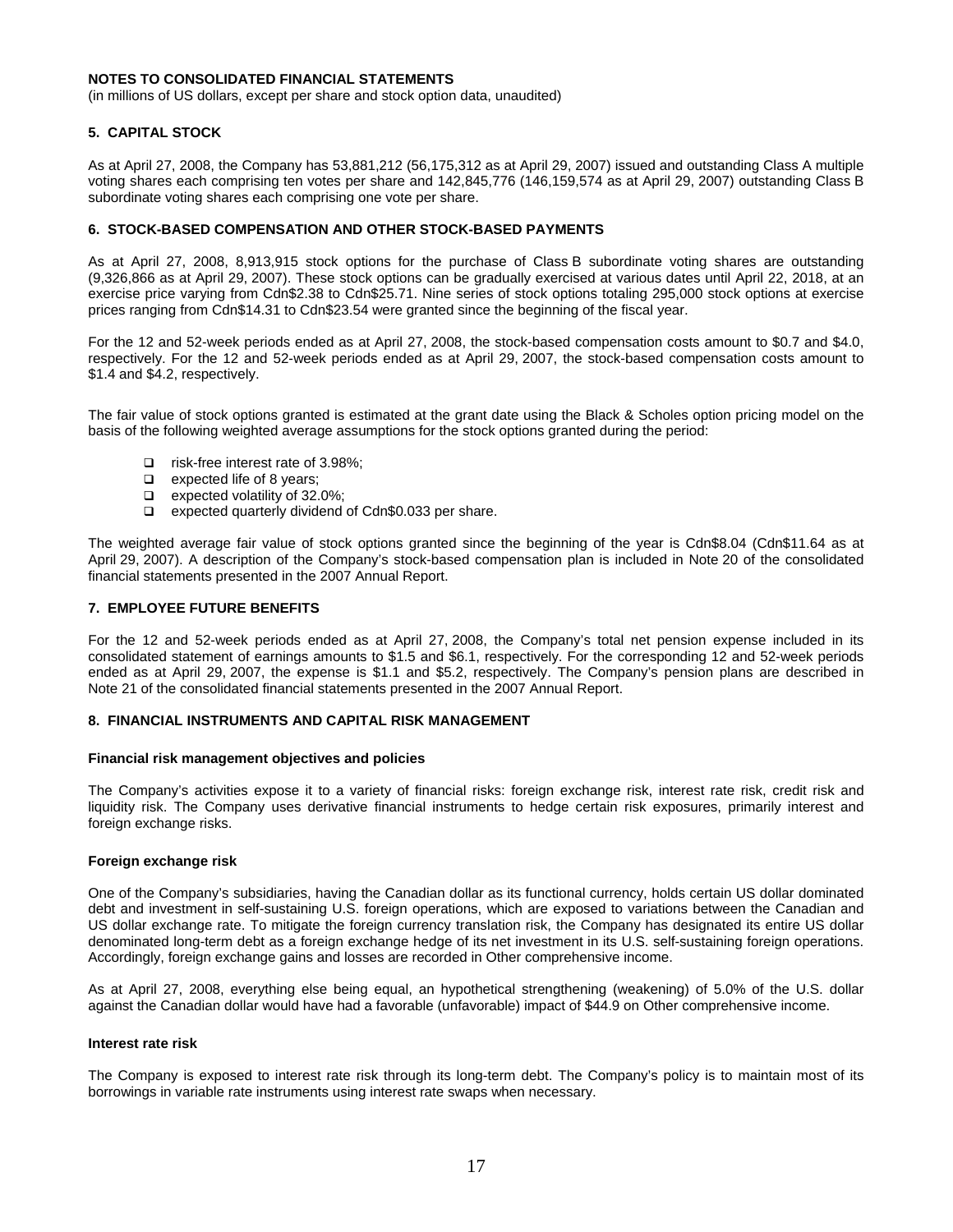**NOTES TO CONSOLIDATED FINANCIAL STATEMENTS**
(in millions of US dollars, except per share and stock option data, unaudited)

### 5. CAPITAL STOCK

As at April 27, 2008, the Company has 53,881,212 (56,175,312 as at April 29, 2007) issued and outstanding Class A multiple voting shares each comprising ten votes per share and 142,845,776 (146,159,574 as at April 29, 2007) outstanding Class B subordinate voting shares each comprising one vote per share.

### 6. STOCK-BASED COMPENSATION AND OTHER STOCK-BASED PAYMENTS

As at April 27, 2008, 8,913,915 stock options for the purchase of Class B subordinate voting shares are outstanding (9,326,866 as at April 29, 2007). These stock options can be gradually exercised at various dates until April 22, 2018, at an exercise price varying from Cdn$2.38 to Cdn$25.71. Nine series of stock options totaling 295,000 stock options at exercise prices ranging from Cdn$14.31 to Cdn$23.54 were granted since the beginning of the fiscal year.

For the 12 and 52-week periods ended as at April 27, 2008, the stock-based compensation costs amount to $0.7 and $4.0, respectively. For the 12 and 52-week periods ended as at April 29, 2007, the stock-based compensation costs amount to $1.4 and $4.2, respectively.

The fair value of stock options granted is estimated at the grant date using the Black & Scholes option pricing model on the basis of the following weighted average assumptions for the stock options granted during the period:

- risk-free interest rate of 3.98%;
- expected life of 8 years;
- expected volatility of 32.0%;
- expected quarterly dividend of Cdn$0.033 per share.

The weighted average fair value of stock options granted since the beginning of the year is Cdn$8.04 (Cdn$11.64 as at April 29, 2007). A description of the Company's stock-based compensation plan is included in Note 20 of the consolidated financial statements presented in the 2007 Annual Report.

### 7. EMPLOYEE FUTURE BENEFITS

For the 12 and 52-week periods ended as at April 27, 2008, the Company's total net pension expense included in its consolidated statement of earnings amounts to $1.5 and $6.1, respectively. For the corresponding 12 and 52-week periods ended as at April 29, 2007, the expense is $1.1 and $5.2, respectively. The Company's pension plans are described in Note 21 of the consolidated financial statements presented in the 2007 Annual Report.

### 8. FINANCIAL INSTRUMENTS AND CAPITAL RISK MANAGEMENT

**Financial risk management objectives and policies**

The Company's activities expose it to a variety of financial risks: foreign exchange risk, interest rate risk, credit risk and liquidity risk. The Company uses derivative financial instruments to hedge certain risk exposures, primarily interest and foreign exchange risks.

**Foreign exchange risk**

One of the Company's subsidiaries, having the Canadian dollar as its functional currency, holds certain US dollar dominated debt and investment in self-sustaining U.S. foreign operations, which are exposed to variations between the Canadian and US dollar exchange rate. To mitigate the foreign currency translation risk, the Company has designated its entire US dollar denominated long-term debt as a foreign exchange hedge of its net investment in its U.S. self-sustaining foreign operations. Accordingly, foreign exchange gains and losses are recorded in Other comprehensive income.

As at April 27, 2008, everything else being equal, an hypothetical strengthening (weakening) of 5.0% of the U.S. dollar against the Canadian dollar would have had a favorable (unfavorable) impact of $44.9 on Other comprehensive income.

**Interest rate risk**

The Company is exposed to interest rate risk through its long-term debt. The Company's policy is to maintain most of its borrowings in variable rate instruments using interest rate swaps when necessary.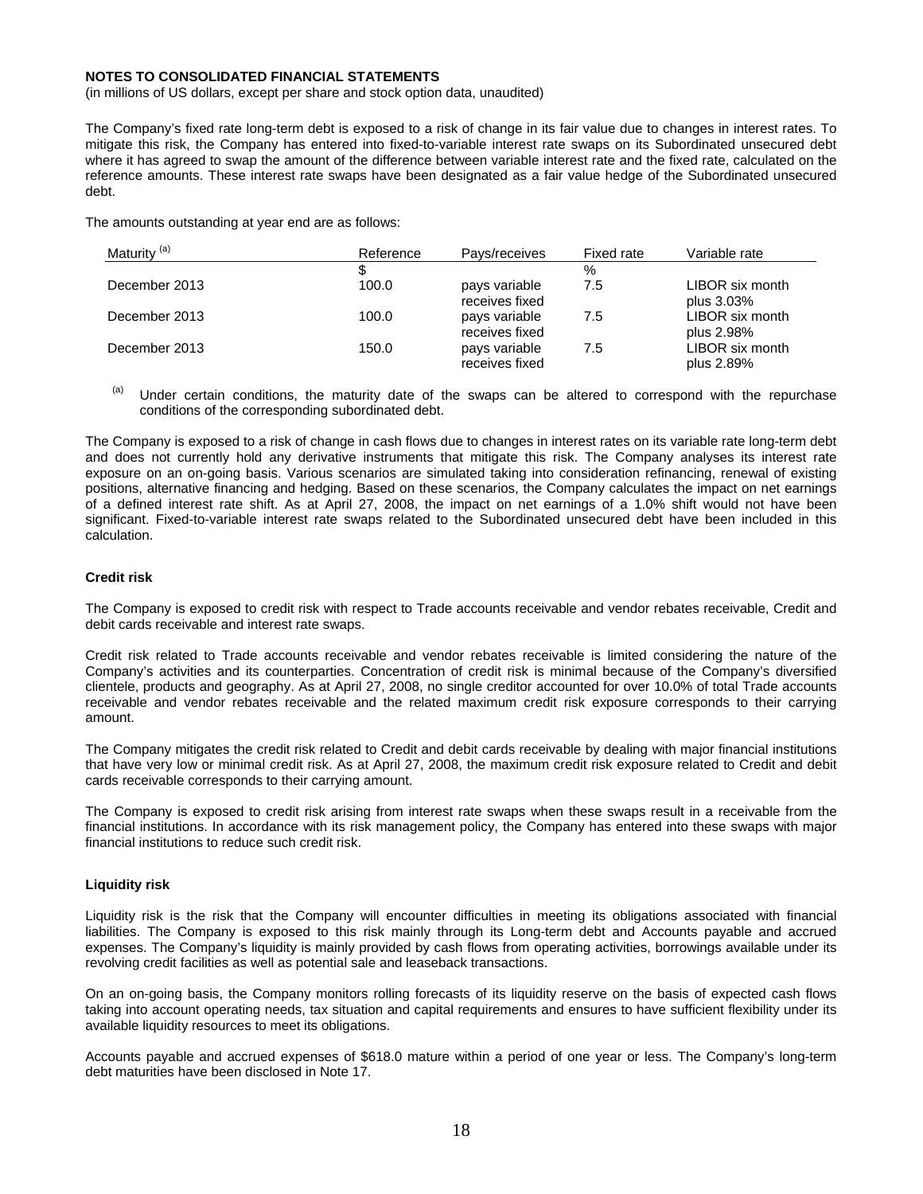**NOTES TO CONSOLIDATED FINANCIAL STATEMENTS**
(in millions of US dollars, except per share and stock option data, unaudited)

The Company's fixed rate long-term debt is exposed to a risk of change in its fair value due to changes in interest rates. To mitigate this risk, the Company has entered into fixed-to-variable interest rate swaps on its Subordinated unsecured debt where it has agreed to swap the amount of the difference between variable interest rate and the fixed rate, calculated on the reference amounts. These interest rate swaps have been designated as a fair value hedge of the Subordinated unsecured debt.

The amounts outstanding at year end are as follows:

| Maturity [(a)] | Reference | Pays/receives | Fixed rate | Variable rate |
|---|---|---|---|---|
| | $ | | % | |
| December 2013 | 100.0 | pays variable receives fixed | 7.5 | LIBOR six month plus 3.03% |
| December 2013 | 100.0 | pays variable receives fixed | 7.5 | LIBOR six month plus 2.98% |
| December 2013 | 150.0 | pays variable receives fixed | 7.5 | LIBOR six month plus 2.89% |

[(a)] Under certain conditions, the maturity date of the swaps can be altered to correspond with the repurchase conditions of the corresponding subordinated debt.

The Company is exposed to a risk of change in cash flows due to changes in interest rates on its variable rate long-term debt and does not currently hold any derivative instruments that mitigate this risk. The Company analyses its interest rate exposure on an on-going basis. Various scenarios are simulated taking into consideration refinancing, renewal of existing positions, alternative financing and hedging. Based on these scenarios, the Company calculates the impact on net earnings of a defined interest rate shift. As at April 27, 2008, the impact on net earnings of a 1.0% shift would not have been significant. Fixed-to-variable interest rate swaps related to the Subordinated unsecured debt have been included in this calculation.

**Credit risk**

The Company is exposed to credit risk with respect to Trade accounts receivable and vendor rebates receivable, Credit and debit cards receivable and interest rate swaps.

Credit risk related to Trade accounts receivable and vendor rebates receivable is limited considering the nature of the Company's activities and its counterparties. Concentration of credit risk is minimal because of the Company's diversified clientele, products and geography. As at April 27, 2008, no single creditor accounted for over 10.0% of total Trade accounts receivable and vendor rebates receivable and the related maximum credit risk exposure corresponds to their carrying amount.

The Company mitigates the credit risk related to Credit and debit cards receivable by dealing with major financial institutions that have very low or minimal credit risk. As at April 27, 2008, the maximum credit risk exposure related to Credit and debit cards receivable corresponds to their carrying amount.

The Company is exposed to credit risk arising from interest rate swaps when these swaps result in a receivable from the financial institutions. In accordance with its risk management policy, the Company has entered into these swaps with major financial institutions to reduce such credit risk.

**Liquidity risk**

Liquidity risk is the risk that the Company will encounter difficulties in meeting its obligations associated with financial liabilities. The Company is exposed to this risk mainly through its Long-term debt and Accounts payable and accrued expenses. The Company's liquidity is mainly provided by cash flows from operating activities, borrowings available under its revolving credit facilities as well as potential sale and leaseback transactions.

On an on-going basis, the Company monitors rolling forecasts of its liquidity reserve on the basis of expected cash flows taking into account operating needs, tax situation and capital requirements and ensures to have sufficient flexibility under its available liquidity resources to meet its obligations.

Accounts payable and accrued expenses of $618.0 mature within a period of one year or less. The Company's long-term debt maturities have been disclosed in Note 17.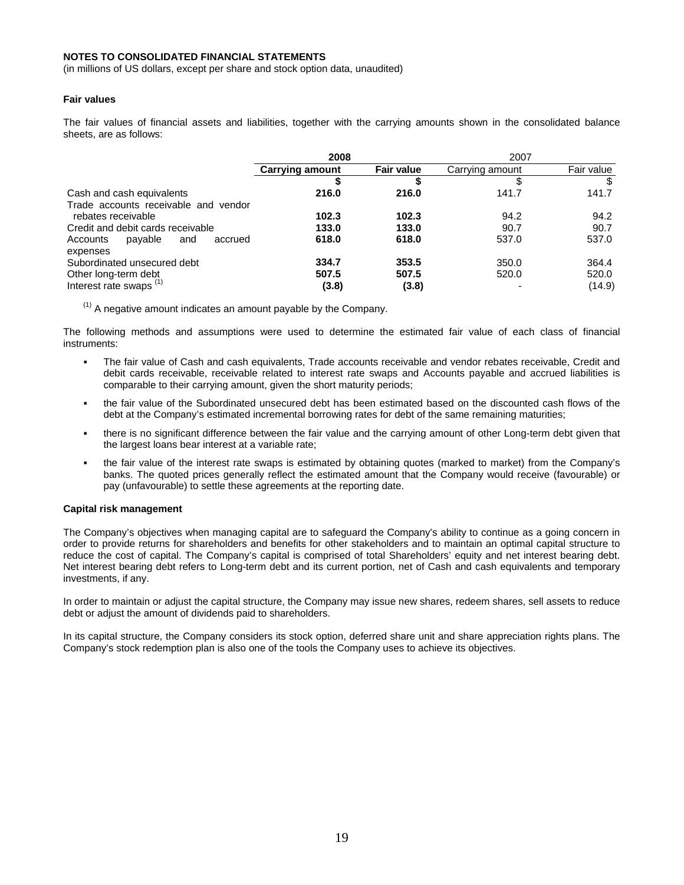**NOTES TO CONSOLIDATED FINANCIAL STATEMENTS**

(in millions of US dollars, except per share and stock option data, unaudited)

**Fair values**

The fair values of financial assets and liabilities, together with the carrying amounts shown in the consolidated balance sheets, are as follows:

| | **2008** | | 2007 | |
|---|---|---|---|---|
| | **Carrying amount** | **Fair value** | Carrying amount | Fair value |
| | **$** | **$** | $ | $ |
| Cash and cash equivalents | **216.0** | **216.0** | 141.7 | 141.7 |
| Trade accounts receivable and vendor rebates receivable | **102.3** | **102.3** | 94.2 | 94.2 |
| Credit and debit cards receivable | **133.0** | **133.0** | 90.7 | 90.7 |
| Accounts payable and accrued expenses | **618.0** | **618.0** | 537.0 | 537.0 |
| Subordinated unsecured debt | **334.7** | **353.5** | 350.0 | 364.4 |
| Other long-term debt | **507.5** | **507.5** | 520.0 | 520.0 |
| Interest rate swaps [(1)] | **(3.8)** | **(3.8)** | - | (14.9) |

[(1)] A negative amount indicates an amount payable by the Company.

The following methods and assumptions were used to determine the estimated fair value of each class of financial instruments:

- The fair value of Cash and cash equivalents, Trade accounts receivable and vendor rebates receivable, Credit and debit cards receivable, receivable related to interest rate swaps and Accounts payable and accrued liabilities is comparable to their carrying amount, given the short maturity periods;
- the fair value of the Subordinated unsecured debt has been estimated based on the discounted cash flows of the debt at the Company's estimated incremental borrowing rates for debt of the same remaining maturities;
- there is no significant difference between the fair value and the carrying amount of other Long-term debt given that the largest loans bear interest at a variable rate;
- the fair value of the interest rate swaps is estimated by obtaining quotes (marked to market) from the Company's banks. The quoted prices generally reflect the estimated amount that the Company would receive (favourable) or pay (unfavourable) to settle these agreements at the reporting date.

**Capital risk management**

The Company's objectives when managing capital are to safeguard the Company's ability to continue as a going concern in order to provide returns for shareholders and benefits for other stakeholders and to maintain an optimal capital structure to reduce the cost of capital. The Company's capital is comprised of total Shareholders' equity and net interest bearing debt. Net interest bearing debt refers to Long-term debt and its current portion, net of Cash and cash equivalents and temporary investments, if any.

In order to maintain or adjust the capital structure, the Company may issue new shares, redeem shares, sell assets to reduce debt or adjust the amount of dividends paid to shareholders.

In its capital structure, the Company considers its stock option, deferred share unit and share appreciation rights plans. The Company's stock redemption plan is also one of the tools the Company uses to achieve its objectives.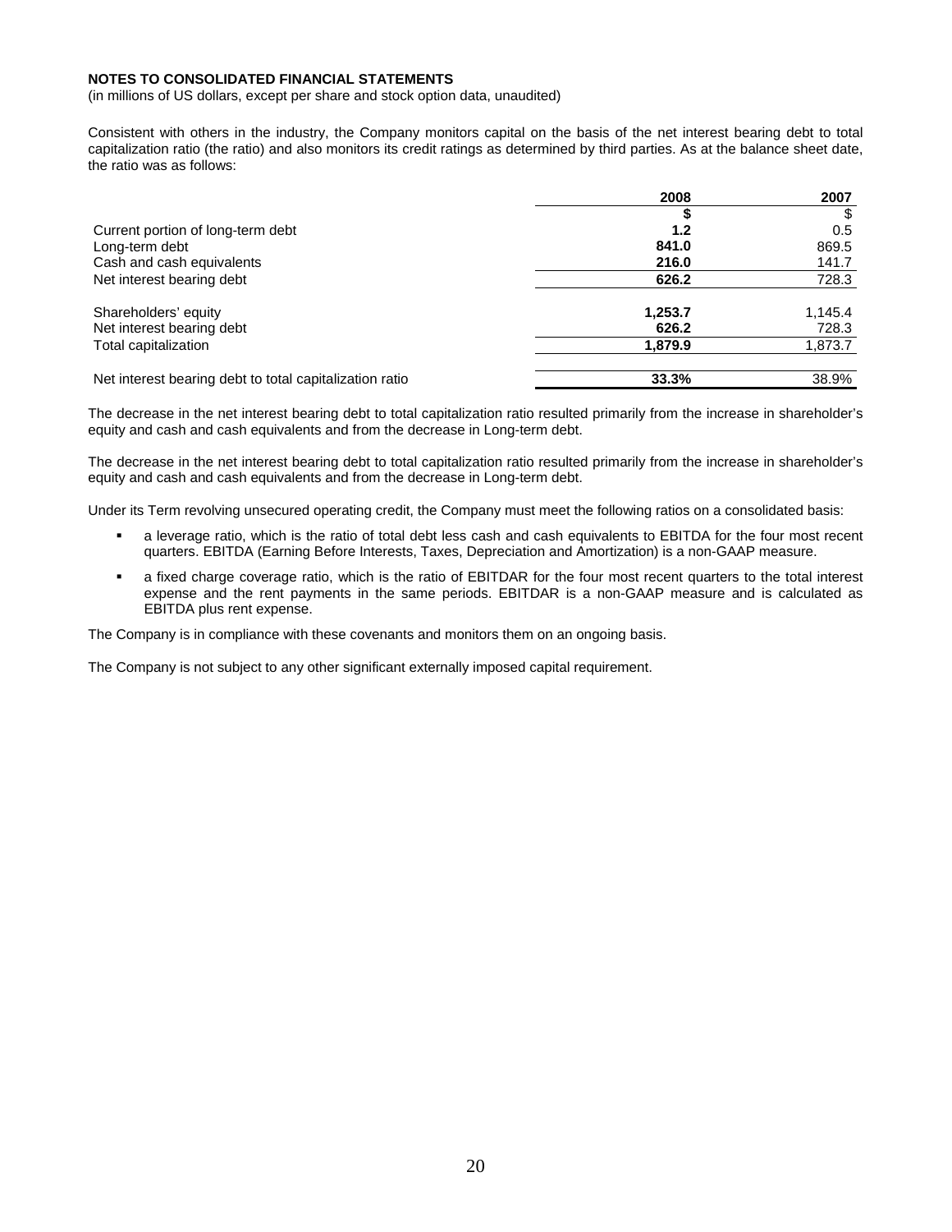**NOTES TO CONSOLIDATED FINANCIAL STATEMENTS**
(in millions of US dollars, except per share and stock option data, unaudited)

Consistent with others in the industry, the Company monitors capital on the basis of the net interest bearing debt to total capitalization ratio (the ratio) and also monitors its credit ratings as determined by third parties. As at the balance sheet date, the ratio was as follows:

| | **2008** | 2007 |
|---|---|---|
| | **\$** | \$ |
| Current portion of long-term debt | **1.2** | 0.5 |
| Long-term debt | **841.0** | 869.5 |
| Cash and cash equivalents | **216.0** | 141.7 |
| Net interest bearing debt | **626.2** | 728.3 |
| | | |
| Shareholders' equity | **1,253.7** | 1,145.4 |
| Net interest bearing debt | **626.2** | 728.3 |
| Total capitalization | **1,879.9** | 1,873.7 |
| | | |
| Net interest bearing debt to total capitalization ratio | **33.3%** | 38.9% |

The decrease in the net interest bearing debt to total capitalization ratio resulted primarily from the increase in shareholder's equity and cash and cash equivalents and from the decrease in Long-term debt.

The decrease in the net interest bearing debt to total capitalization ratio resulted primarily from the increase in shareholder's equity and cash and cash equivalents and from the decrease in Long-term debt.

Under its Term revolving unsecured operating credit, the Company must meet the following ratios on a consolidated basis:

- a leverage ratio, which is the ratio of total debt less cash and cash equivalents to EBITDA for the four most recent quarters. EBITDA (Earning Before Interests, Taxes, Depreciation and Amortization) is a non-GAAP measure.
- a fixed charge coverage ratio, which is the ratio of EBITDAR for the four most recent quarters to the total interest expense and the rent payments in the same periods. EBITDAR is a non-GAAP measure and is calculated as EBITDA plus rent expense.

The Company is in compliance with these covenants and monitors them on an ongoing basis.

The Company is not subject to any other significant externally imposed capital requirement.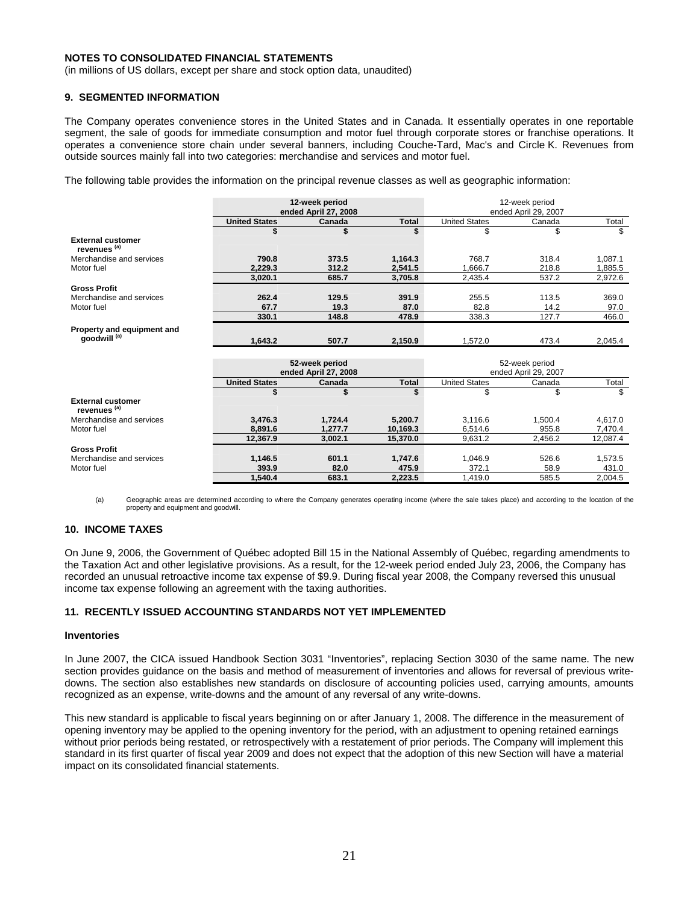## NOTES TO CONSOLIDATED FINANCIAL STATEMENTS

(in millions of US dollars, except per share and stock option data, unaudited)

### 9. SEGMENTED INFORMATION

The Company operates convenience stores in the United States and in Canada. It essentially operates in one reportable segment, the sale of goods for immediate consumption and motor fuel through corporate stores or franchise operations. It operates a convenience store chain under several banners, including Couche-Tard, Mac's and Circle K. Revenues from outside sources mainly fall into two categories: merchandise and services and motor fuel.

The following table provides the information on the principal revenue classes as well as geographic information:

| | 12-week period ended April 27, 2008 | | | 12-week period ended April 29, 2007 | | |
|---|---|---|---|---|---|---|
| | **United States** | **Canada** | **Total** | United States | Canada | Total |
| | **$** | **$** | **$** | $ | $ | $ |
| **External customer revenues [(a)]** | | | | | | |
| Merchandise and services | **790.8** | **373.5** | **1,164.3** | 768.7 | 318.4 | 1,087.1 |
| Motor fuel | **2,229.3** | **312.2** | **2,541.5** | 1,666.7 | 218.8 | 1,885.5 |
| | **3,020.1** | **685.7** | **3,705.8** | 2,435.4 | 537.2 | 2,972.6 |
| **Gross Profit** | | | | | | |
| Merchandise and services | **262.4** | **129.5** | **391.9** | 255.5 | 113.5 | 369.0 |
| Motor fuel | **67.7** | **19.3** | **87.0** | 82.8 | 14.2 | 97.0 |
| | **330.1** | **148.8** | **478.9** | 338.3 | 127.7 | 466.0 |
| **Property and equipment and goodwill [(a)]** | **1,643.2** | **507.7** | **2,150.9** | 1,572.0 | 473.4 | 2,045.4 |

| | 52-week period ended April 27, 2008 | | | 52-week period ended April 29, 2007 | | |
|---|---|---|---|---|---|---|
| | **United States** | **Canada** | **Total** | United States | Canada | Total |
| | **$** | **$** | **$** | $ | $ | $ |
| **External customer revenues [(a)]** | | | | | | |
| Merchandise and services | **3,476.3** | **1,724.4** | **5,200.7** | 3,116.6 | 1,500.4 | 4,617.0 |
| Motor fuel | **8,891.6** | **1,277.7** | **10,169.3** | 6,514.6 | 955.8 | 7,470.4 |
| | **12,367.9** | **3,002.1** | **15,370.0** | 9,631.2 | 2,456.2 | 12,087.4 |
| **Gross Profit** | | | | | | |
| Merchandise and services | **1,146.5** | **601.1** | **1,747.6** | 1,046.9 | 526.6 | 1,573.5 |
| Motor fuel | **393.9** | **82.0** | **475.9** | 372.1 | 58.9 | 431.0 |
| | **1,540.4** | **683.1** | **2,223.5** | 1,419.0 | 585.5 | 2,004.5 |

(a) Geographic areas are determined according to where the Company generates operating income (where the sale takes place) and according to the location of the property and equipment and goodwill.

### 10. INCOME TAXES

On June 9, 2006, the Government of Québec adopted Bill 15 in the National Assembly of Québec, regarding amendments to the Taxation Act and other legislative provisions. As a result, for the 12-week period ended July 23, 2006, the Company has recorded an unusual retroactive income tax expense of $9.9. During fiscal year 2008, the Company reversed this unusual income tax expense following an agreement with the taxing authorities.

### 11. RECENTLY ISSUED ACCOUNTING STANDARDS NOT YET IMPLEMENTED

#### Inventories

In June 2007, the CICA issued Handbook Section 3031 "Inventories", replacing Section 3030 of the same name. The new section provides guidance on the basis and method of measurement of inventories and allows for reversal of previous write-downs. The section also establishes new standards on disclosure of accounting policies used, carrying amounts, amounts recognized as an expense, write-downs and the amount of any reversal of any write-downs.

This new standard is applicable to fiscal years beginning on or after January 1, 2008. The difference in the measurement of opening inventory may be applied to the opening inventory for the period, with an adjustment to opening retained earnings without prior periods being restated, or retrospectively with a restatement of prior periods. The Company will implement this standard in its first quarter of fiscal year 2009 and does not expect that the adoption of this new Section will have a material impact on its consolidated financial statements.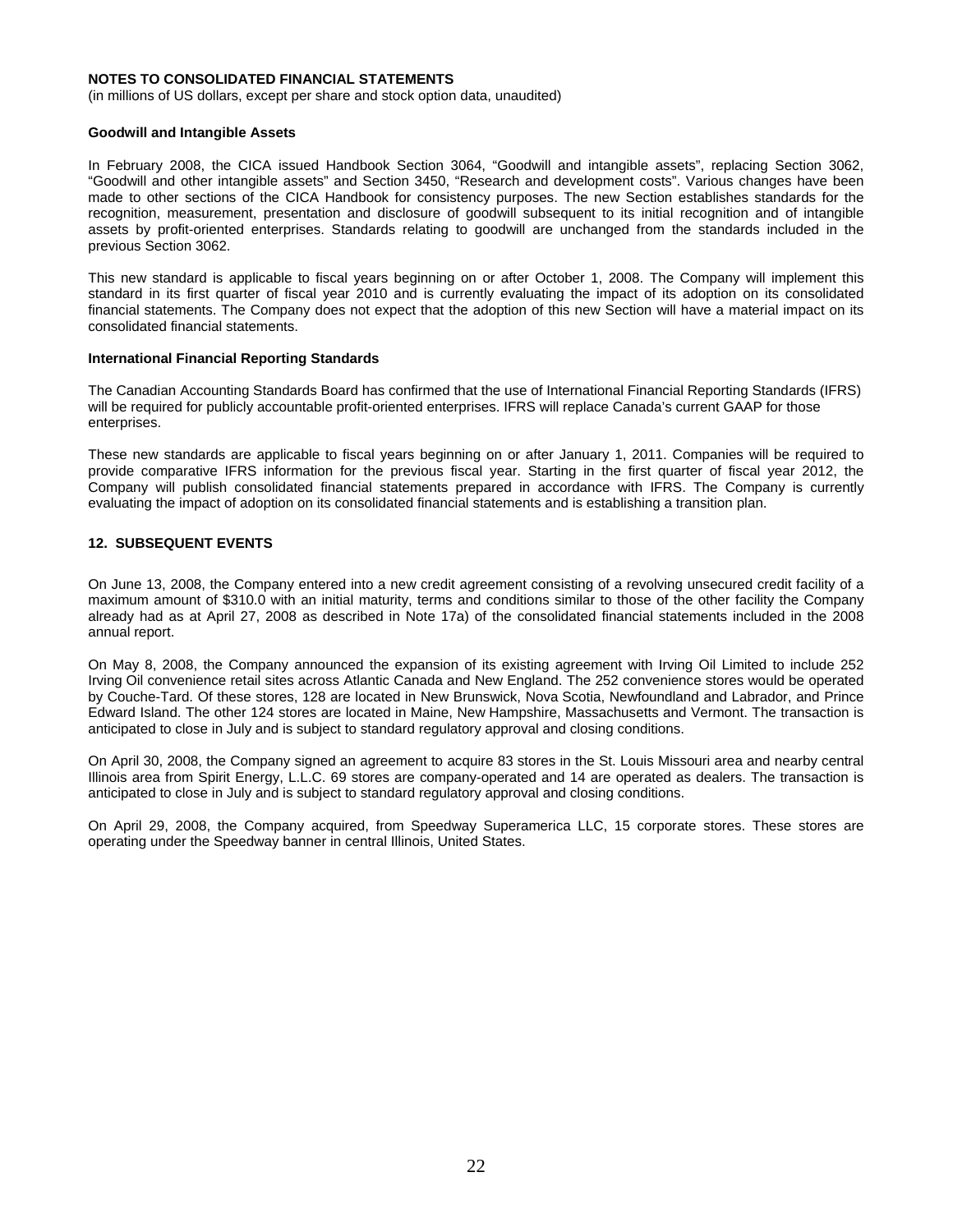**NOTES TO CONSOLIDATED FINANCIAL STATEMENTS**
(in millions of US dollars, except per share and stock option data, unaudited)

**Goodwill and Intangible Assets**

In February 2008, the CICA issued Handbook Section 3064, "Goodwill and intangible assets", replacing Section 3062, "Goodwill and other intangible assets" and Section 3450, "Research and development costs". Various changes have been made to other sections of the CICA Handbook for consistency purposes. The new Section establishes standards for the recognition, measurement, presentation and disclosure of goodwill subsequent to its initial recognition and of intangible assets by profit-oriented enterprises. Standards relating to goodwill are unchanged from the standards included in the previous Section 3062.

This new standard is applicable to fiscal years beginning on or after October 1, 2008. The Company will implement this standard in its first quarter of fiscal year 2010 and is currently evaluating the impact of its adoption on its consolidated financial statements. The Company does not expect that the adoption of this new Section will have a material impact on its consolidated financial statements.

**International Financial Reporting Standards**

The Canadian Accounting Standards Board has confirmed that the use of International Financial Reporting Standards (IFRS) will be required for publicly accountable profit-oriented enterprises. IFRS will replace Canada's current GAAP for those enterprises.

These new standards are applicable to fiscal years beginning on or after January 1, 2011. Companies will be required to provide comparative IFRS information for the previous fiscal year. Starting in the first quarter of fiscal year 2012, the Company will publish consolidated financial statements prepared in accordance with IFRS. The Company is currently evaluating the impact of adoption on its consolidated financial statements and is establishing a transition plan.

**12. SUBSEQUENT EVENTS**

On June 13, 2008, the Company entered into a new credit agreement consisting of a revolving unsecured credit facility of a maximum amount of $310.0 with an initial maturity, terms and conditions similar to those of the other facility the Company already had as at April 27, 2008 as described in Note 17a) of the consolidated financial statements included in the 2008 annual report.

On May 8, 2008, the Company announced the expansion of its existing agreement with Irving Oil Limited to include 252 Irving Oil convenience retail sites across Atlantic Canada and New England. The 252 convenience stores would be operated by Couche-Tard. Of these stores, 128 are located in New Brunswick, Nova Scotia, Newfoundland and Labrador, and Prince Edward Island. The other 124 stores are located in Maine, New Hampshire, Massachusetts and Vermont. The transaction is anticipated to close in July and is subject to standard regulatory approval and closing conditions.

On April 30, 2008, the Company signed an agreement to acquire 83 stores in the St. Louis Missouri area and nearby central Illinois area from Spirit Energy, L.L.C. 69 stores are company-operated and 14 are operated as dealers. The transaction is anticipated to close in July and is subject to standard regulatory approval and closing conditions.

On April 29, 2008, the Company acquired, from Speedway Superamerica LLC, 15 corporate stores. These stores are operating under the Speedway banner in central Illinois, United States.